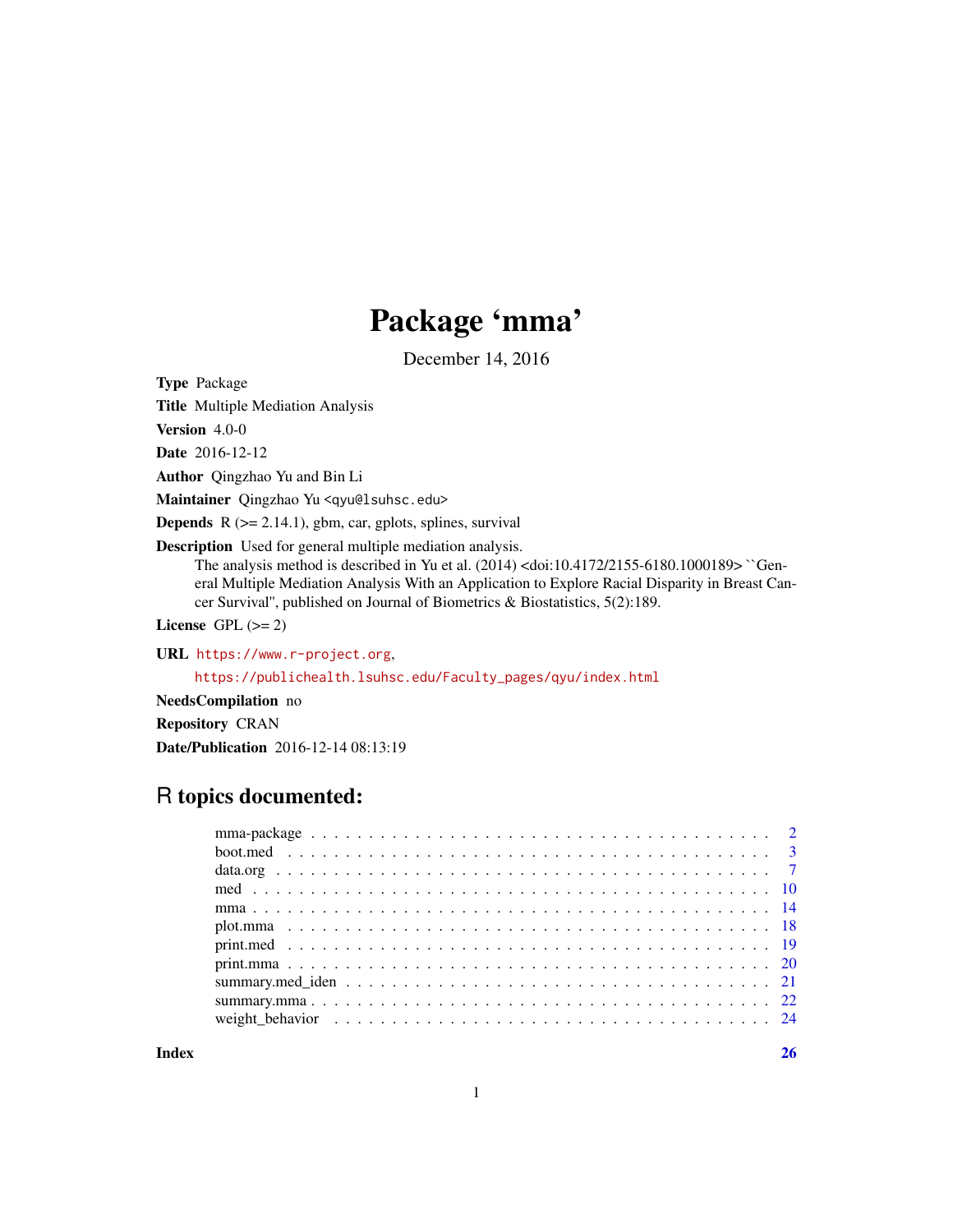# Package 'mma'

December 14, 2016

**Type** Package

**Title** Multiple Mediation Analysis

**Version** 4.0-0

**Date** 2016-12-12

**Author** Qingzhao Yu and Bin Li

**Maintainer** Qingzhao Yu <qyu@lsuhsc.edu>

**Depends** R (>= 2.14.1), gbm, car, gplots, splines, survival

**Description** Used for general multiple mediation analysis.
The analysis method is described in Yu et al. (2014) <doi:10.4172/2155-6180.1000189> ``General Multiple Mediation Analysis With an Application to Explore Racial Disparity in Breast Cancer Survival'', published on Journal of Biometrics & Biostatistics, 5(2):189.

**License** GPL (>= 2)

**URL** https://www.r-project.org,
https://publichealth.lsuhsc.edu/Faculty_pages/qyu/index.html

**NeedsCompilation** no

**Repository** CRAN

**Date/Publication** 2016-12-14 08:13:19

## R topics documented:

| | |
|---|---|
| mma-package | 2 |
| boot.med | 3 |
| data.org | 7 |
| med | 10 |
| mma | 14 |
| plot.mma | 18 |
| print.med | 19 |
| print.mma | 20 |
| summary.med_iden | 21 |
| summary.mma | 22 |
| weight_behavior | 24 |

**Index** **26**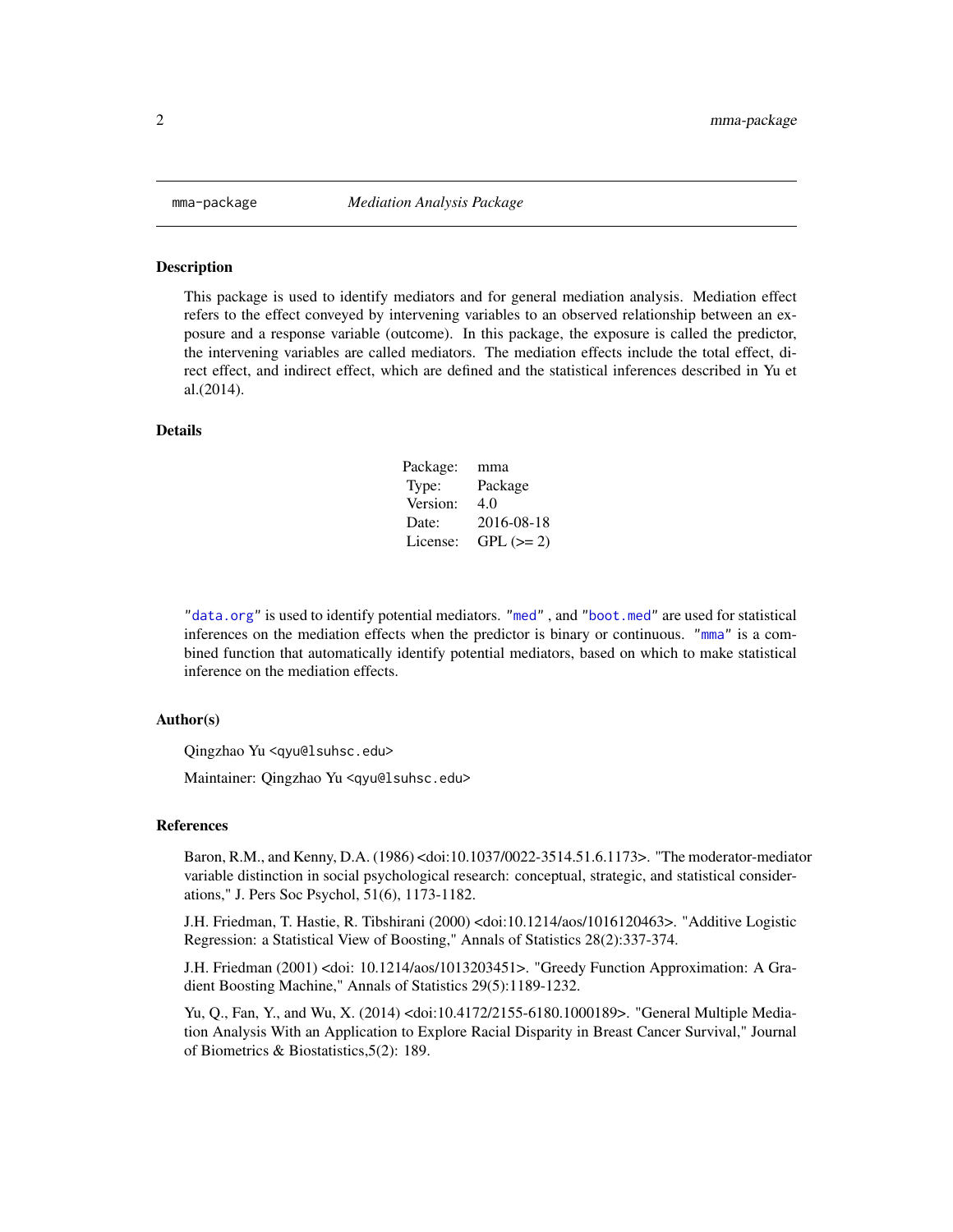mma-package *Mediation Analysis Package*

## Description

This package is used to identify mediators and for general mediation analysis. Mediation effect refers to the effect conveyed by intervening variables to an observed relationship between an exposure and a response variable (outcome). In this package, the exposure is called the predictor, the intervening variables are called mediators. The mediation effects include the total effect, direct effect, and indirect effect, which are defined and the statistical inferences described in Yu et al.(2014).

## Details

| | |
|---|---|
| Package: | mma |
| Type: | Package |
| Version: | 4.0 |
| Date: | 2016-08-18 |
| License: | GPL (>= 2) |

"data.org" is used to identify potential mediators. "med" , and "boot.med" are used for statistical inferences on the mediation effects when the predictor is binary or continuous. "mma" is a combined function that automatically identify potential mediators, based on which to make statistical inference on the mediation effects.

## Author(s)

Qingzhao Yu <qyu@lsuhsc.edu>

Maintainer: Qingzhao Yu <qyu@lsuhsc.edu>

## References

Baron, R.M., and Kenny, D.A. (1986) <doi:10.1037/0022-3514.51.6.1173>. "The moderator-mediator variable distinction in social psychological research: conceptual, strategic, and statistical considerations," J. Pers Soc Psychol, 51(6), 1173-1182.

J.H. Friedman, T. Hastie, R. Tibshirani (2000) <doi:10.1214/aos/1016120463>. "Additive Logistic Regression: a Statistical View of Boosting," Annals of Statistics 28(2):337-374.

J.H. Friedman (2001) <doi: 10.1214/aos/1013203451>. "Greedy Function Approximation: A Gradient Boosting Machine," Annals of Statistics 29(5):1189-1232.

Yu, Q., Fan, Y., and Wu, X. (2014) <doi:10.4172/2155-6180.1000189>. "General Multiple Mediation Analysis With an Application to Explore Racial Disparity in Breast Cancer Survival," Journal of Biometrics & Biostatistics,5(2): 189.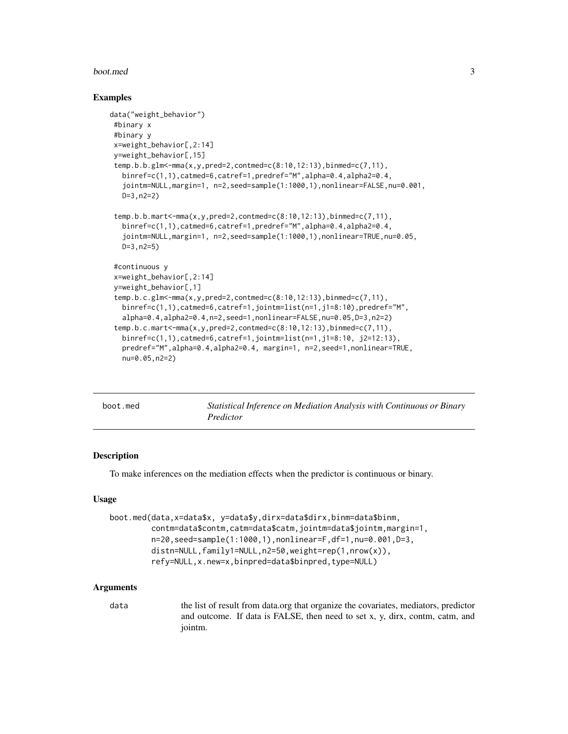## Examples

```
data("weight_behavior")
 #binary x
 #binary y
 x=weight_behavior[,2:14]
 y=weight_behavior[,15]
 temp.b.b.glm<-mma(x,y,pred=2,contmed=c(8:10,12:13),binmed=c(7,11),
   binref=c(1,1),catmed=6,catref=1,predref="M",alpha=0.4,alpha2=0.4,
   jointm=NULL,margin=1, n=2,seed=sample(1:1000,1),nonlinear=FALSE,nu=0.001,
   D=3,n2=2)

 temp.b.b.mart<-mma(x,y,pred=2,contmed=c(8:10,12:13),binmed=c(7,11),
   binref=c(1,1),catmed=6,catref=1,predref="M",alpha=0.4,alpha2=0.4,
   jointm=NULL,margin=1, n=2,seed=sample(1:1000,1),nonlinear=TRUE,nu=0.05,
   D=3,n2=5)

 #continuous y
 x=weight_behavior[,2:14]
 y=weight_behavior[,1]
 temp.b.c.glm<-mma(x,y,pred=2,contmed=c(8:10,12:13),binmed=c(7,11),
   binref=c(1,1),catmed=6,catref=1,jointm=list(n=1,j1=8:10),predref="M",
   alpha=0.4,alpha2=0.4,n=2,seed=1,nonlinear=FALSE,nu=0.05,D=3,n2=2)
 temp.b.c.mart<-mma(x,y,pred=2,contmed=c(8:10,12:13),binmed=c(7,11),
   binref=c(1,1),catmed=6,catref=1,jointm=list(n=1,j1=8:10, j2=12:13),
   predref="M",alpha=0.4,alpha2=0.4, margin=1, n=2,seed=1,nonlinear=TRUE,
   nu=0.05,n2=2)
```

---

# boot.med — *Statistical Inference on Mediation Analysis with Continuous or Binary Predictor*

## Description

To make inferences on the mediation effects when the predictor is continuous or binary.

## Usage

```
boot.med(data,x=data$x, y=data$y,dirx=data$dirx,binm=data$binm,
         contm=data$contm,catm=data$catm,jointm=data$jointm,margin=1,
         n=20,seed=sample(1:1000,1),nonlinear=F,df=1,nu=0.001,D=3,
         distn=NULL,family1=NULL,n2=50,weight=rep(1,nrow(x)),
         refy=NULL,x.new=x,binpred=data$binpred,type=NULL)
```

## Arguments

data — the list of result from data.org that organize the covariates, mediators, predictor and outcome. If data is FALSE, then need to set x, y, dirx, contm, catm, and jointm.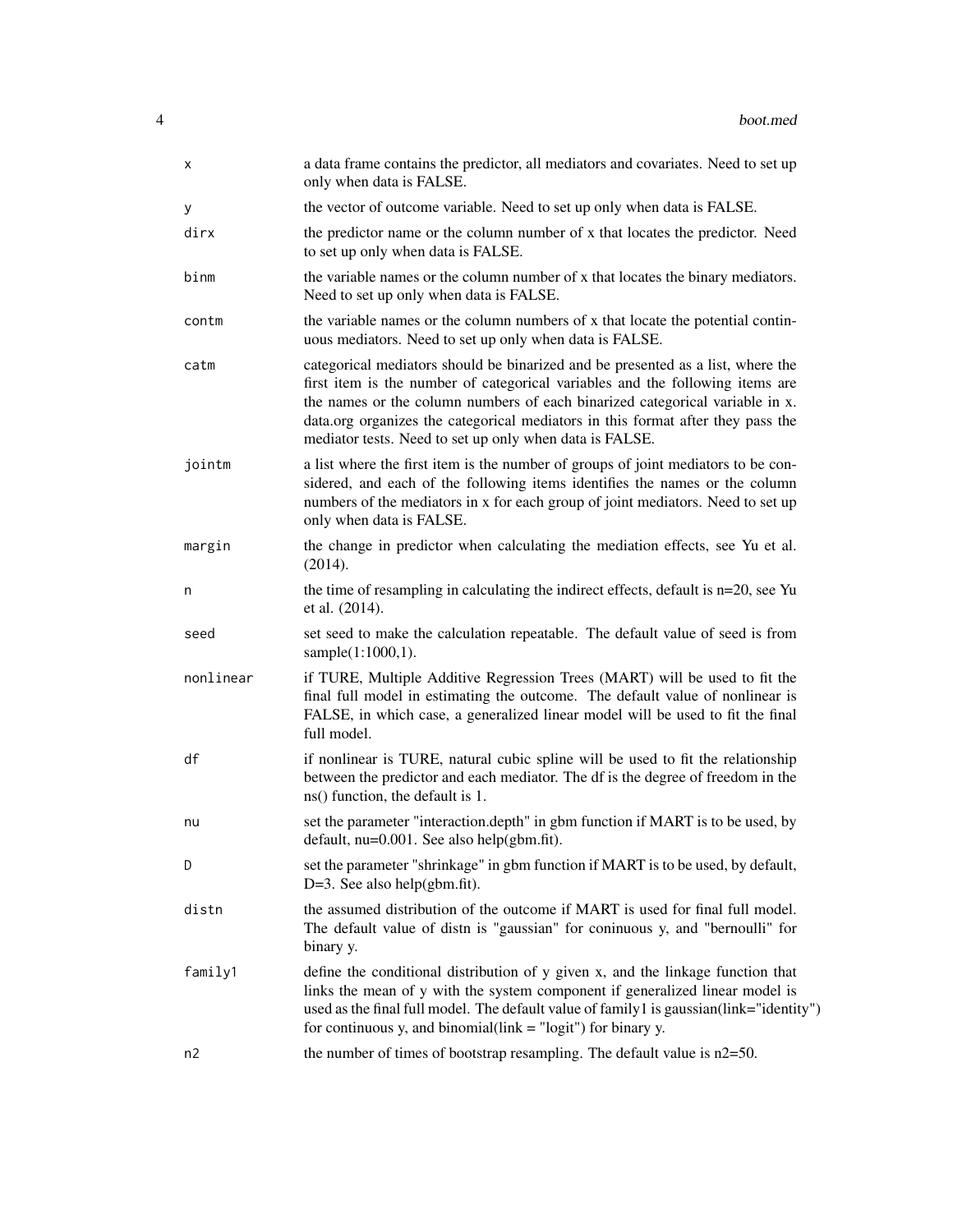| | |
|---|---|
| `x` | a data frame contains the predictor, all mediators and covariates. Need to set up only when data is FALSE. |
| `y` | the vector of outcome variable. Need to set up only when data is FALSE. |
| `dirx` | the predictor name or the column number of x that locates the predictor. Need to set up only when data is FALSE. |
| `binm` | the variable names or the column number of x that locates the binary mediators. Need to set up only when data is FALSE. |
| `contm` | the variable names or the column numbers of x that locate the potential continuous mediators. Need to set up only when data is FALSE. |
| `catm` | categorical mediators should be binarized and be presented as a list, where the first item is the number of categorical variables and the following items are the names or the column numbers of each binarized categorical variable in x. data.org organizes the categorical mediators in this format after they pass the mediator tests. Need to set up only when data is FALSE. |
| `jointm` | a list where the first item is the number of groups of joint mediators to be considered, and each of the following items identifies the names or the column numbers of the mediators in x for each group of joint mediators. Need to set up only when data is FALSE. |
| `margin` | the change in predictor when calculating the mediation effects, see Yu et al. (2014). |
| `n` | the time of resampling in calculating the indirect effects, default is n=20, see Yu et al. (2014). |
| `seed` | set seed to make the calculation repeatable. The default value of seed is from sample(1:1000,1). |
| `nonlinear` | if TURE, Multiple Additive Regression Trees (MART) will be used to fit the final full model in estimating the outcome. The default value of nonlinear is FALSE, in which case, a generalized linear model will be used to fit the final full model. |
| `df` | if nonlinear is TURE, natural cubic spline will be used to fit the relationship between the predictor and each mediator. The df is the degree of freedom in the ns() function, the default is 1. |
| `nu` | set the parameter "interaction.depth" in gbm function if MART is to be used, by default, nu=0.001. See also help(gbm.fit). |
| `D` | set the parameter "shrinkage" in gbm function if MART is to be used, by default, D=3. See also help(gbm.fit). |
| `distn` | the assumed distribution of the outcome if MART is used for final full model. The default value of distn is "gaussian" for coninuous y, and "bernoulli" for binary y. |
| `family1` | define the conditional distribution of y given x, and the linkage function that links the mean of y with the system component if generalized linear model is used as the final full model. The default value of family1 is gaussian(link="identity") for continuous y, and binomial(link = "logit") for binary y. |
| `n2` | the number of times of bootstrap resampling. The default value is n2=50. |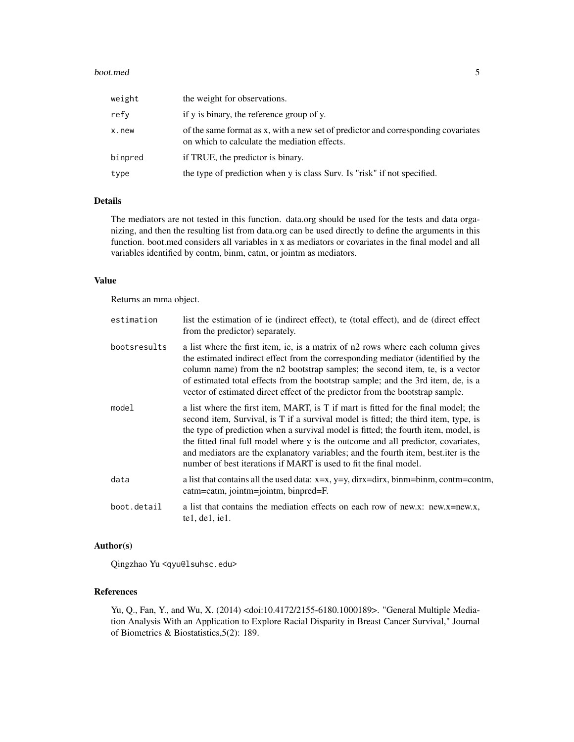| | |
|---|---|
| `weight` | the weight for observations. |
| `refy` | if y is binary, the reference group of y. |
| `x.new` | of the same format as x, with a new set of predictor and corresponding covariates on which to calculate the mediation effects. |
| `binpred` | if TRUE, the predictor is binary. |
| `type` | the type of prediction when y is class Surv. Is "risk" if not specified. |

## Details

The mediators are not tested in this function. data.org should be used for the tests and data organizing, and then the resulting list from data.org can be used directly to define the arguments in this function. boot.med considers all variables in x as mediators or covariates in the final model and all variables identified by contm, binm, catm, or jointm as mediators.

## Value

Returns an mma object.

| | |
|---|---|
| `estimation` | list the estimation of ie (indirect effect), te (total effect), and de (direct effect from the predictor) separately. |
| `bootsresults` | a list where the first item, ie, is a matrix of n2 rows where each column gives the estimated indirect effect from the corresponding mediator (identified by the column name) from the n2 bootstrap samples; the second item, te, is a vector of estimated total effects from the bootstrap sample; and the 3rd item, de, is a vector of estimated direct effect of the predictor from the bootstrap sample. |
| `model` | a list where the first item, MART, is T if mart is fitted for the final model; the second item, Survival, is T if a survival model is fitted; the third item, type, is the type of prediction when a survival model is fitted; the fourth item, model, is the fitted final full model where y is the outcome and all predictor, covariates, and mediators are the explanatory variables; and the fourth item, best.iter is the number of best iterations if MART is used to fit the final model. |
| `data` | a list that contains all the used data: x=x, y=y, dirx=dirx, binm=binm, contm=contm, catm=catm, jointm=jointm, binpred=F. |
| `boot.detail` | a list that contains the mediation effects on each row of new.x: new.x=new.x, te1, de1, ie1. |

## Author(s)

Qingzhao Yu <qyu@lsuhsc.edu>

## References

Yu, Q., Fan, Y., and Wu, X. (2014) <doi:10.4172/2155-6180.1000189>. "General Multiple Mediation Analysis With an Application to Explore Racial Disparity in Breast Cancer Survival," Journal of Biometrics & Biostatistics,5(2): 189.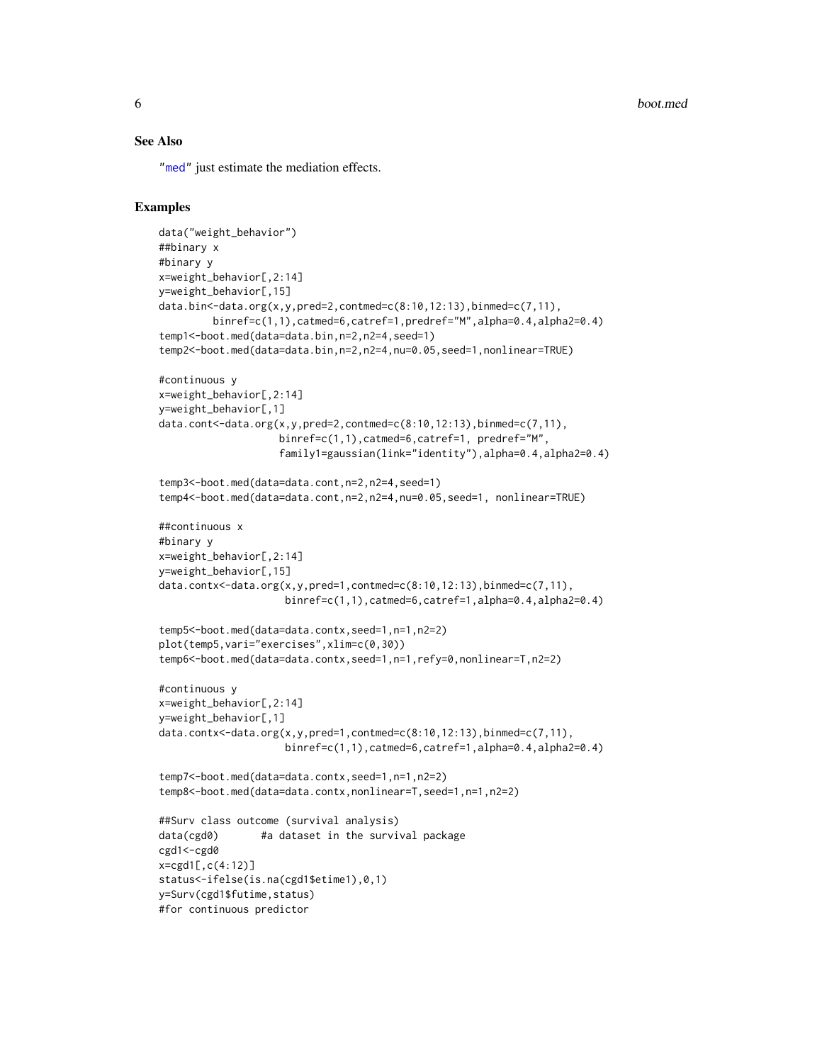## See Also

"med" just estimate the mediation effects.

## Examples

```
data("weight_behavior")
##binary x
#binary y
x=weight_behavior[,2:14]
y=weight_behavior[,15]
data.bin<-data.org(x,y,pred=2,contmed=c(8:10,12:13),binmed=c(7,11),
         binref=c(1,1),catmed=6,catref=1,predref="M",alpha=0.4,alpha2=0.4)
temp1<-boot.med(data=data.bin,n=2,n2=4,seed=1)
temp2<-boot.med(data=data.bin,n=2,n2=4,nu=0.05,seed=1,nonlinear=TRUE)

#continuous y
x=weight_behavior[,2:14]
y=weight_behavior[,1]
data.cont<-data.org(x,y,pred=2,contmed=c(8:10,12:13),binmed=c(7,11),
                    binref=c(1,1),catmed=6,catref=1, predref="M",
                    family1=gaussian(link="identity"),alpha=0.4,alpha2=0.4)

temp3<-boot.med(data=data.cont,n=2,n2=4,seed=1)
temp4<-boot.med(data=data.cont,n=2,n2=4,nu=0.05,seed=1, nonlinear=TRUE)

##continuous x
#binary y
x=weight_behavior[,2:14]
y=weight_behavior[,15]
data.contx<-data.org(x,y,pred=1,contmed=c(8:10,12:13),binmed=c(7,11),
                     binref=c(1,1),catmed=6,catref=1,alpha=0.4,alpha2=0.4)

temp5<-boot.med(data=data.contx,seed=1,n=1,n2=2)
plot(temp5,vari="exercises",xlim=c(0,30))
temp6<-boot.med(data=data.contx,seed=1,n=1,refy=0,nonlinear=T,n2=2)

#continuous y
x=weight_behavior[,2:14]
y=weight_behavior[,1]
data.contx<-data.org(x,y,pred=1,contmed=c(8:10,12:13),binmed=c(7,11),
                     binref=c(1,1),catmed=6,catref=1,alpha=0.4,alpha2=0.4)

temp7<-boot.med(data=data.contx,seed=1,n=1,n2=2)
temp8<-boot.med(data=data.contx,nonlinear=T,seed=1,n=1,n2=2)

##Surv class outcome (survival analysis)
data(cgd0)       #a dataset in the survival package
cgd1<-cgd0
x=cgd1[,c(4:12)]
status<-ifelse(is.na(cgd1$etime1),0,1)
y=Surv(cgd1$futime,status)
#for continuous predictor
```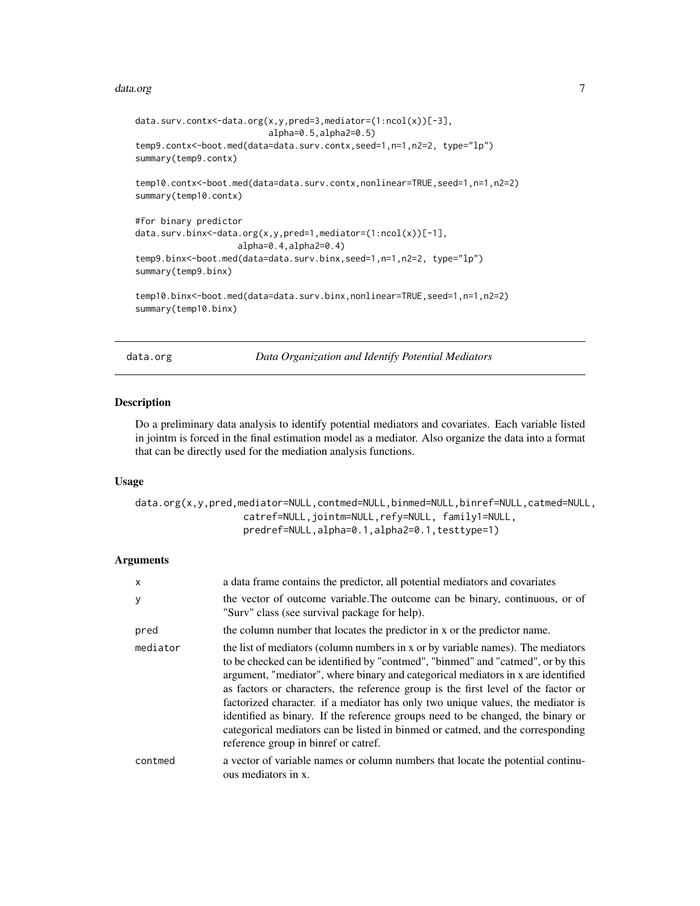```
data.surv.contx<-data.org(x,y,pred=3,mediator=(1:ncol(x))[-3],
                          alpha=0.5,alpha2=0.5)
temp9.contx<-boot.med(data=data.surv.contx,seed=1,n=1,n2=2, type="lp")
summary(temp9.contx)

temp10.contx<-boot.med(data=data.surv.contx,nonlinear=TRUE,seed=1,n=1,n2=2)
summary(temp10.contx)

#for binary predictor
data.surv.binx<-data.org(x,y,pred=1,mediator=(1:ncol(x))[-1],
                  alpha=0.4,alpha2=0.4)
temp9.binx<-boot.med(data=data.surv.binx,seed=1,n=1,n2=2, type="lp")
summary(temp9.binx)

temp10.binx<-boot.med(data=data.surv.binx,nonlinear=TRUE,seed=1,n=1,n2=2)
summary(temp10.binx)
```

## data.org — *Data Organization and Identify Potential Mediators*

### Description

Do a preliminary data analysis to identify potential mediators and covariates. Each variable listed in jointm is forced in the final estimation model as a mediator. Also organize the data into a format that can be directly used for the mediation analysis functions.

### Usage

```
data.org(x,y,pred,mediator=NULL,contmed=NULL,binmed=NULL,binref=NULL,catmed=NULL,
                  catref=NULL,jointm=NULL,refy=NULL, family1=NULL,
                  predref=NULL,alpha=0.1,alpha2=0.1,testtype=1)
```

### Arguments

| | |
|---|---|
| x | a data frame contains the predictor, all potential mediators and covariates |
| y | the vector of outcome variable.The outcome can be binary, continuous, or of "Surv" class (see survival package for help). |
| pred | the column number that locates the predictor in x or the predictor name. |
| mediator | the list of mediators (column numbers in x or by variable names). The mediators to be checked can be identified by "contmed", "binmed" and "catmed", or by this argument, "mediator", where binary and categorical mediators in x are identified as factors or characters, the reference group is the first level of the factor or factorized character. if a mediator has only two unique values, the mediator is identified as binary. If the reference groups need to be changed, the binary or categorical mediators can be listed in binmed or catmed, and the corresponding reference group in binref or catref. |
| contmed | a vector of variable names or column numbers that locate the potential continuous mediators in x. |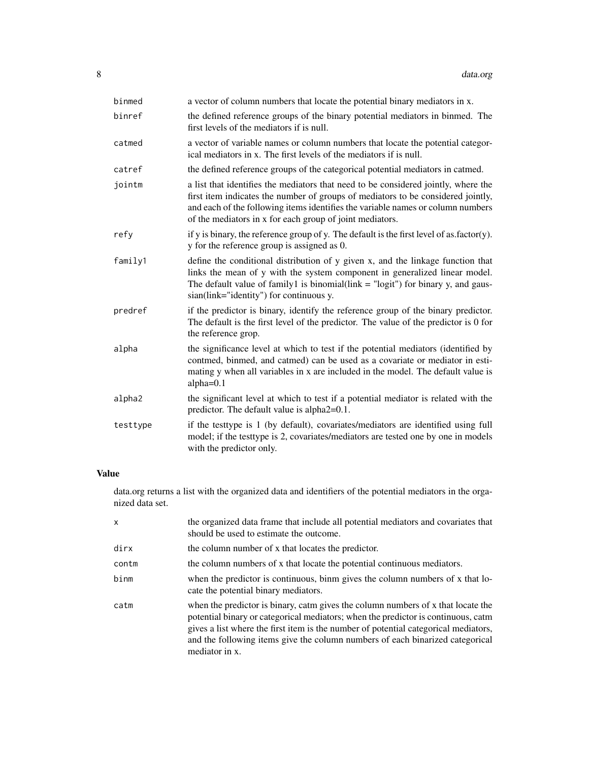| | |
|---|---|
| binmed | a vector of column numbers that locate the potential binary mediators in x. |
| binref | the defined reference groups of the binary potential mediators in binmed. The first levels of the mediators if is null. |
| catmed | a vector of variable names or column numbers that locate the potential categorical mediators in x. The first levels of the mediators if is null. |
| catref | the defined reference groups of the categorical potential mediators in catmed. |
| jointm | a list that identifies the mediators that need to be considered jointly, where the first item indicates the number of groups of mediators to be considered jointly, and each of the following items identifies the variable names or column numbers of the mediators in x for each group of joint mediators. |
| refy | if y is binary, the reference group of y. The default is the first level of as.factor(y). y for the reference group is assigned as 0. |
| family1 | define the conditional distribution of y given x, and the linkage function that links the mean of y with the system component in generalized linear model. The default value of family1 is binomial(link = "logit") for binary y, and gaussian(link="identity") for continuous y. |
| predref | if the predictor is binary, identify the reference group of the binary predictor. The default is the first level of the predictor. The value of the predictor is 0 for the reference grop. |
| alpha | the significance level at which to test if the potential mediators (identified by contmed, binmed, and catmed) can be used as a covariate or mediator in estimating y when all variables in x are included in the model. The default value is alpha=0.1 |
| alpha2 | the significant level at which to test if a potential mediator is related with the predictor. The default value is alpha2=0.1. |
| testtype | if the testtype is 1 (by default), covariates/mediators are identified using full model; if the testtype is 2, covariates/mediators are tested one by one in models with the predictor only. |

## Value

data.org returns a list with the organized data and identifiers of the potential mediators in the organized data set.

| | |
|---|---|
| x | the organized data frame that include all potential mediators and covariates that should be used to estimate the outcome. |
| dirx | the column number of x that locates the predictor. |
| contm | the column numbers of x that locate the potential continuous mediators. |
| binm | when the predictor is continuous, binm gives the column numbers of x that locate the potential binary mediators. |
| catm | when the predictor is binary, catm gives the column numbers of x that locate the potential binary or categorical mediators; when the predictor is continuous, catm gives a list where the first item is the number of potential categorical mediators, and the following items give the column numbers of each binarized categorical mediator in x. |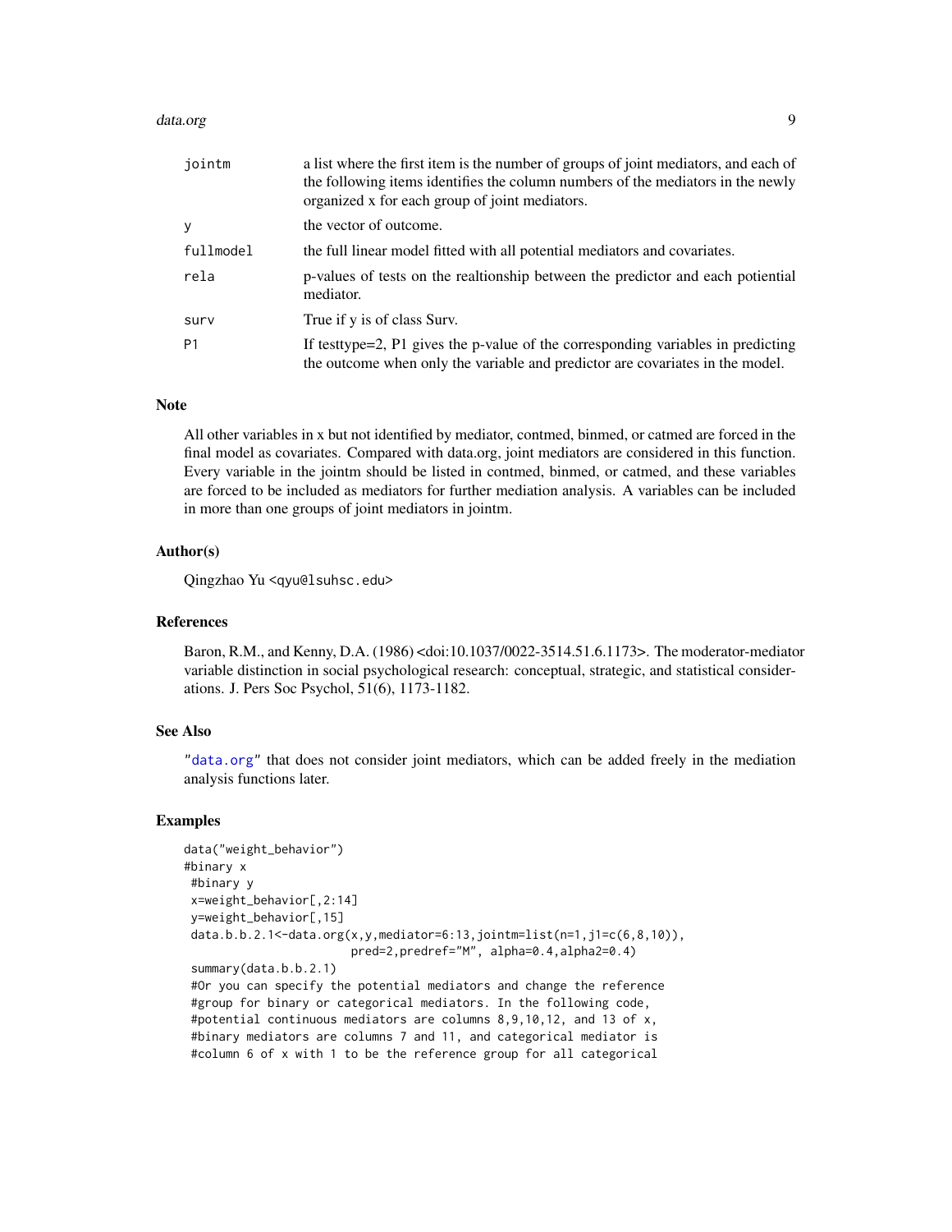| | |
|---|---|
| jointm | a list where the first item is the number of groups of joint mediators, and each of the following items identifies the column numbers of the mediators in the newly organized x for each group of joint mediators. |
| y | the vector of outcome. |
| fullmodel | the full linear model fitted with all potential mediators and covariates. |
| rela | p-values of tests on the realtionship between the predictor and each potiential mediator. |
| surv | True if y is of class Surv. |
| P1 | If testtype=2, P1 gives the p-value of the corresponding variables in predicting the outcome when only the variable and predictor are covariates in the model. |

## Note

All other variables in x but not identified by mediator, contmed, binmed, or catmed are forced in the final model as covariates. Compared with data.org, joint mediators are considered in this function. Every variable in the jointm should be listed in contmed, binmed, or catmed, and these variables are forced to be included as mediators for further mediation analysis. A variables can be included in more than one groups of joint mediators in jointm.

## Author(s)

Qingzhao Yu <qyu@lsuhsc.edu>

## References

Baron, R.M., and Kenny, D.A. (1986) <doi:10.1037/0022-3514.51.6.1173>. The moderator-mediator variable distinction in social psychological research: conceptual, strategic, and statistical considerations. J. Pers Soc Psychol, 51(6), 1173-1182.

## See Also

"data.org" that does not consider joint mediators, which can be added freely in the mediation analysis functions later.

## Examples

```
data("weight_behavior")
#binary x
 #binary y
 x=weight_behavior[,2:14]
 y=weight_behavior[,15]
 data.b.b.2.1<-data.org(x,y,mediator=6:13,jointm=list(n=1,j1=c(6,8,10)),
                       pred=2,predref="M", alpha=0.4,alpha2=0.4)
 summary(data.b.b.2.1)
 #Or you can specify the potential mediators and change the reference
 #group for binary or categorical mediators. In the following code,
 #potential continuous mediators are columns 8,9,10,12, and 13 of x,
 #binary mediators are columns 7 and 11, and categorical mediator is
 #column 6 of x with 1 to be the reference group for all categorical
```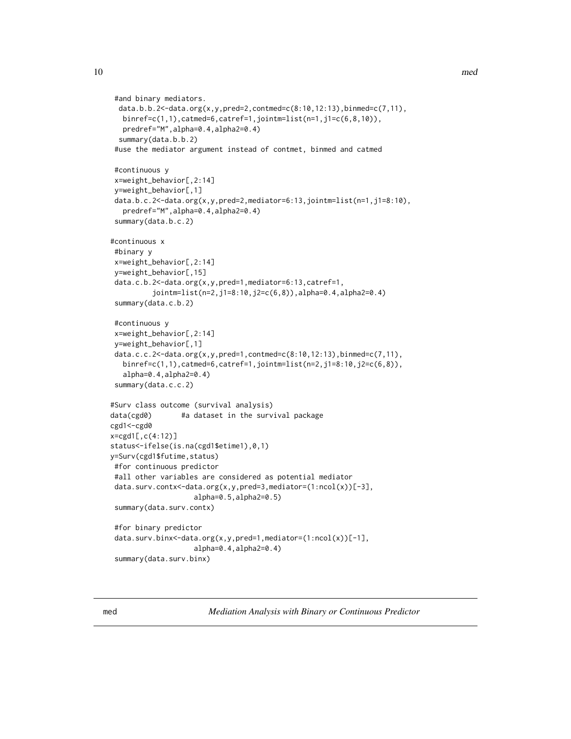```
  #and binary mediators.
   data.b.b.2<-data.org(x,y,pred=2,contmed=c(8:10,12:13),binmed=c(7,11),
    binref=c(1,1),catmed=6,catref=1,jointm=list(n=1,j1=c(6,8,10)),
    predref="M",alpha=0.4,alpha2=0.4)
   summary(data.b.b.2)
 #use the mediator argument instead of contmet, binmed and catmed

 #continuous y
 x=weight_behavior[,2:14]
 y=weight_behavior[,1]
 data.b.c.2<-data.org(x,y,pred=2,mediator=6:13,jointm=list(n=1,j1=8:10),
   predref="M",alpha=0.4,alpha2=0.4)
 summary(data.b.c.2)

#continuous x
 #binary y
 x=weight_behavior[,2:14]
 y=weight_behavior[,15]
 data.c.b.2<-data.org(x,y,pred=1,mediator=6:13,catref=1,
          jointm=list(n=2,j1=8:10,j2=c(6,8)),alpha=0.4,alpha2=0.4)
 summary(data.c.b.2)

 #continuous y
 x=weight_behavior[,2:14]
 y=weight_behavior[,1]
 data.c.c.2<-data.org(x,y,pred=1,contmed=c(8:10,12:13),binmed=c(7,11),
   binref=c(1,1),catmed=6,catref=1,jointm=list(n=2,j1=8:10,j2=c(6,8)),
   alpha=0.4,alpha2=0.4)
 summary(data.c.c.2)

#Surv class outcome (survival analysis)
data(cgd0)       #a dataset in the survival package
cgd1<-cgd0
x=cgd1[,c(4:12)]
status<-ifelse(is.na(cgd1$etime1),0,1)
y=Surv(cgd1$futime,status)
 #for continuous predictor
 #all other variables are considered as potential mediator
 data.surv.contx<-data.org(x,y,pred=3,mediator=(1:ncol(x))[-3],
                    alpha=0.5,alpha2=0.5)
 summary(data.surv.contx)

 #for binary predictor
 data.surv.binx<-data.org(x,y,pred=1,mediator=(1:ncol(x))[-1],
                    alpha=0.4,alpha2=0.4)
 summary(data.surv.binx)
```

## med — *Mediation Analysis with Binary or Continuous Predictor*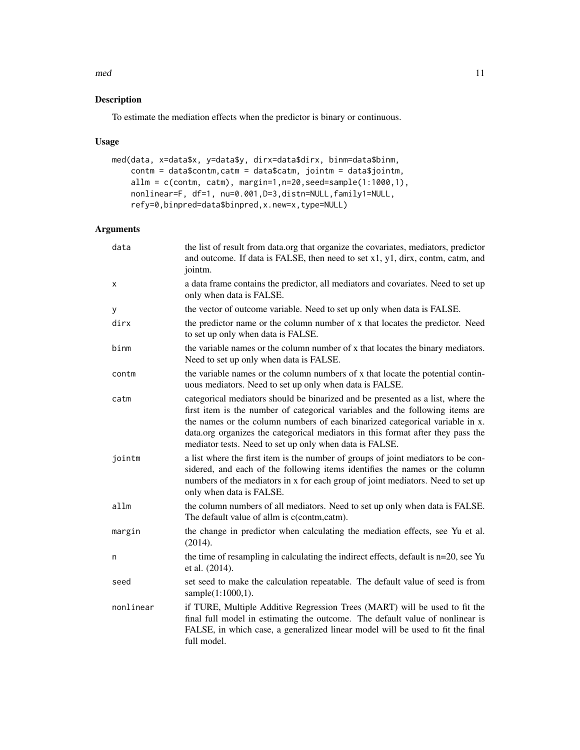## Description

To estimate the mediation effects when the predictor is binary or continuous.

## Usage

```
med(data, x=data$x, y=data$y, dirx=data$dirx, binm=data$binm,
    contm = data$contm,catm = data$catm, jointm = data$jointm,
    allm = c(contm, catm), margin=1,n=20,seed=sample(1:1000,1),
    nonlinear=F, df=1, nu=0.001,D=3,distn=NULL,family1=NULL,
    refy=0,binpred=data$binpred,x.new=x,type=NULL)
```

## Arguments

| | |
|---|---|
| `data` | the list of result from data.org that organize the covariates, mediators, predictor and outcome. If data is FALSE, then need to set x1, y1, dirx, contm, catm, and jointm. |
| `x` | a data frame contains the predictor, all mediators and covariates. Need to set up only when data is FALSE. |
| `y` | the vector of outcome variable. Need to set up only when data is FALSE. |
| `dirx` | the predictor name or the column number of x that locates the predictor. Need to set up only when data is FALSE. |
| `binm` | the variable names or the column number of x that locates the binary mediators. Need to set up only when data is FALSE. |
| `contm` | the variable names or the column numbers of x that locate the potential continuous mediators. Need to set up only when data is FALSE. |
| `catm` | categorical mediators should be binarized and be presented as a list, where the first item is the number of categorical variables and the following items are the names or the column numbers of each binarized categorical variable in x. data.org organizes the categorical mediators in this format after they pass the mediator tests. Need to set up only when data is FALSE. |
| `jointm` | a list where the first item is the number of groups of joint mediators to be considered, and each of the following items identifies the names or the column numbers of the mediators in x for each group of joint mediators. Need to set up only when data is FALSE. |
| `allm` | the column numbers of all mediators. Need to set up only when data is FALSE. The default value of allm is c(contm,catm). |
| `margin` | the change in predictor when calculating the mediation effects, see Yu et al. (2014). |
| `n` | the time of resampling in calculating the indirect effects, default is n=20, see Yu et al. (2014). |
| `seed` | set seed to make the calculation repeatable. The default value of seed is from sample(1:1000,1). |
| `nonlinear` | if TURE, Multiple Additive Regression Trees (MART) will be used to fit the final full model in estimating the outcome. The default value of nonlinear is FALSE, in which case, a generalized linear model will be used to fit the final full model. |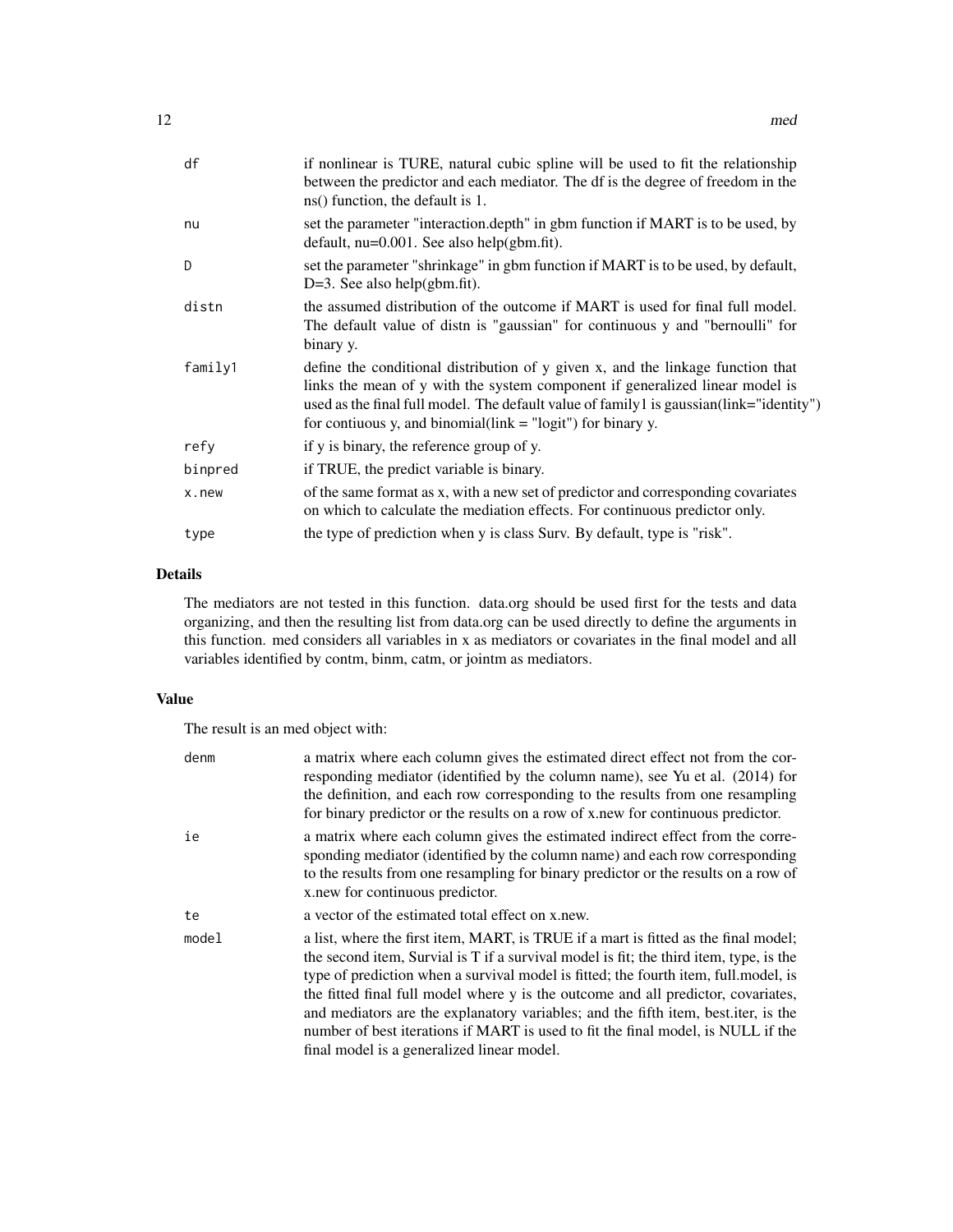| | |
|---|---|
| df | if nonlinear is TURE, natural cubic spline will be used to fit the relationship between the predictor and each mediator. The df is the degree of freedom in the ns() function, the default is 1. |
| nu | set the parameter "interaction.depth" in gbm function if MART is to be used, by default, nu=0.001. See also help(gbm.fit). |
| D | set the parameter "shrinkage" in gbm function if MART is to be used, by default, D=3. See also help(gbm.fit). |
| distn | the assumed distribution of the outcome if MART is used for final full model. The default value of distn is "gaussian" for continuous y and "bernoulli" for binary y. |
| family1 | define the conditional distribution of y given x, and the linkage function that links the mean of y with the system component if generalized linear model is used as the final full model. The default value of family1 is gaussian(link="identity") for contiuous y, and binomial(link = "logit") for binary y. |
| refy | if y is binary, the reference group of y. |
| binpred | if TRUE, the predict variable is binary. |
| x.new | of the same format as x, with a new set of predictor and corresponding covariates on which to calculate the mediation effects. For continuous predictor only. |
| type | the type of prediction when y is class Surv. By default, type is "risk". |

## Details

The mediators are not tested in this function. data.org should be used first for the tests and data organizing, and then the resulting list from data.org can be used directly to define the arguments in this function. med considers all variables in x as mediators or covariates in the final model and all variables identified by contm, binm, catm, or jointm as mediators.

## Value

The result is an med object with:

| | |
|---|---|
| denm | a matrix where each column gives the estimated direct effect not from the corresponding mediator (identified by the column name), see Yu et al. (2014) for the definition, and each row corresponding to the results from one resampling for binary predictor or the results on a row of x.new for continuous predictor. |
| ie | a matrix where each column gives the estimated indirect effect from the corresponding mediator (identified by the column name) and each row corresponding to the results from one resampling for binary predictor or the results on a row of x.new for continuous predictor. |
| te | a vector of the estimated total effect on x.new. |
| model | a list, where the first item, MART, is TRUE if a mart is fitted as the final model; the second item, Survial is T if a survival model is fit; the third item, type, is the type of prediction when a survival model is fitted; the fourth item, full.model, is the fitted final full model where y is the outcome and all predictor, covariates, and mediators are the explanatory variables; and the fifth item, best.iter, is the number of best iterations if MART is used to fit the final model, is NULL if the final model is a generalized linear model. |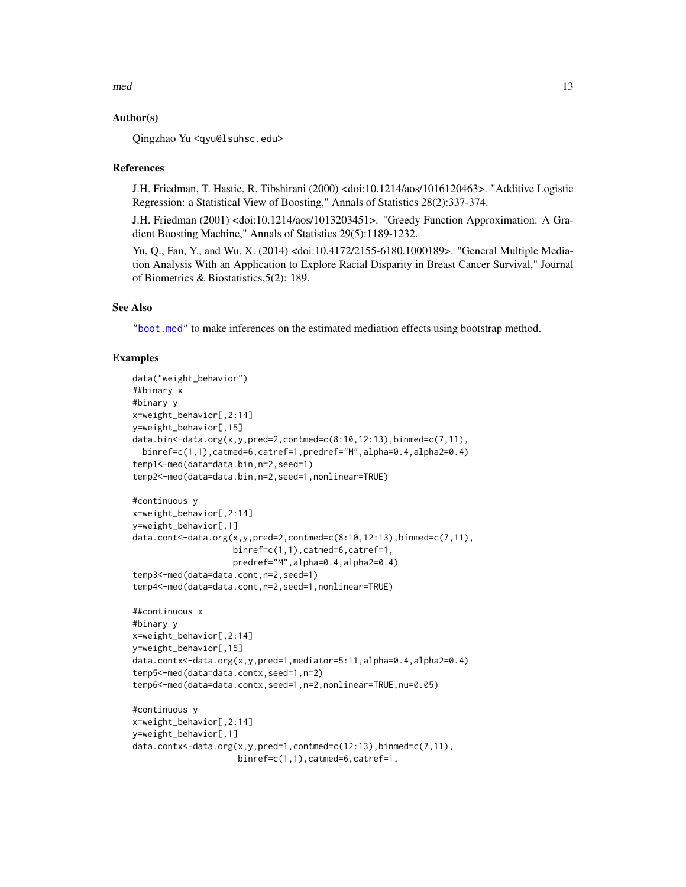### Author(s)

Qingzhao Yu <qyu@lsuhsc.edu>

### References

J.H. Friedman, T. Hastie, R. Tibshirani (2000) <doi:10.1214/aos/1016120463>. "Additive Logistic Regression: a Statistical View of Boosting," Annals of Statistics 28(2):337-374.

J.H. Friedman (2001) <doi:10.1214/aos/1013203451>. "Greedy Function Approximation: A Gradient Boosting Machine," Annals of Statistics 29(5):1189-1232.

Yu, Q., Fan, Y., and Wu, X. (2014) <doi:10.4172/2155-6180.1000189>. "General Multiple Mediation Analysis With an Application to Explore Racial Disparity in Breast Cancer Survival," Journal of Biometrics & Biostatistics,5(2): 189.

### See Also

"boot.med" to make inferences on the estimated mediation effects using bootstrap method.

### Examples

```
data("weight_behavior")
##binary x
#binary y
x=weight_behavior[,2:14]
y=weight_behavior[,15]
data.bin<-data.org(x,y,pred=2,contmed=c(8:10,12:13),binmed=c(7,11),
  binref=c(1,1),catmed=6,catref=1,predref="M",alpha=0.4,alpha2=0.4)
temp1<-med(data=data.bin,n=2,seed=1)
temp2<-med(data=data.bin,n=2,seed=1,nonlinear=TRUE)

#continuous y
x=weight_behavior[,2:14]
y=weight_behavior[,1]
data.cont<-data.org(x,y,pred=2,contmed=c(8:10,12:13),binmed=c(7,11),
                    binref=c(1,1),catmed=6,catref=1,
                    predref="M",alpha=0.4,alpha2=0.4)
temp3<-med(data=data.cont,n=2,seed=1)
temp4<-med(data=data.cont,n=2,seed=1,nonlinear=TRUE)

##continuous x
#binary y
x=weight_behavior[,2:14]
y=weight_behavior[,15]
data.contx<-data.org(x,y,pred=1,mediator=5:11,alpha=0.4,alpha2=0.4)
temp5<-med(data=data.contx,seed=1,n=2)
temp6<-med(data=data.contx,seed=1,n=2,nonlinear=TRUE,nu=0.05)

#continuous y
x=weight_behavior[,2:14]
y=weight_behavior[,1]
data.contx<-data.org(x,y,pred=1,contmed=c(12:13),binmed=c(7,11),
                     binref=c(1,1),catmed=6,catref=1,
```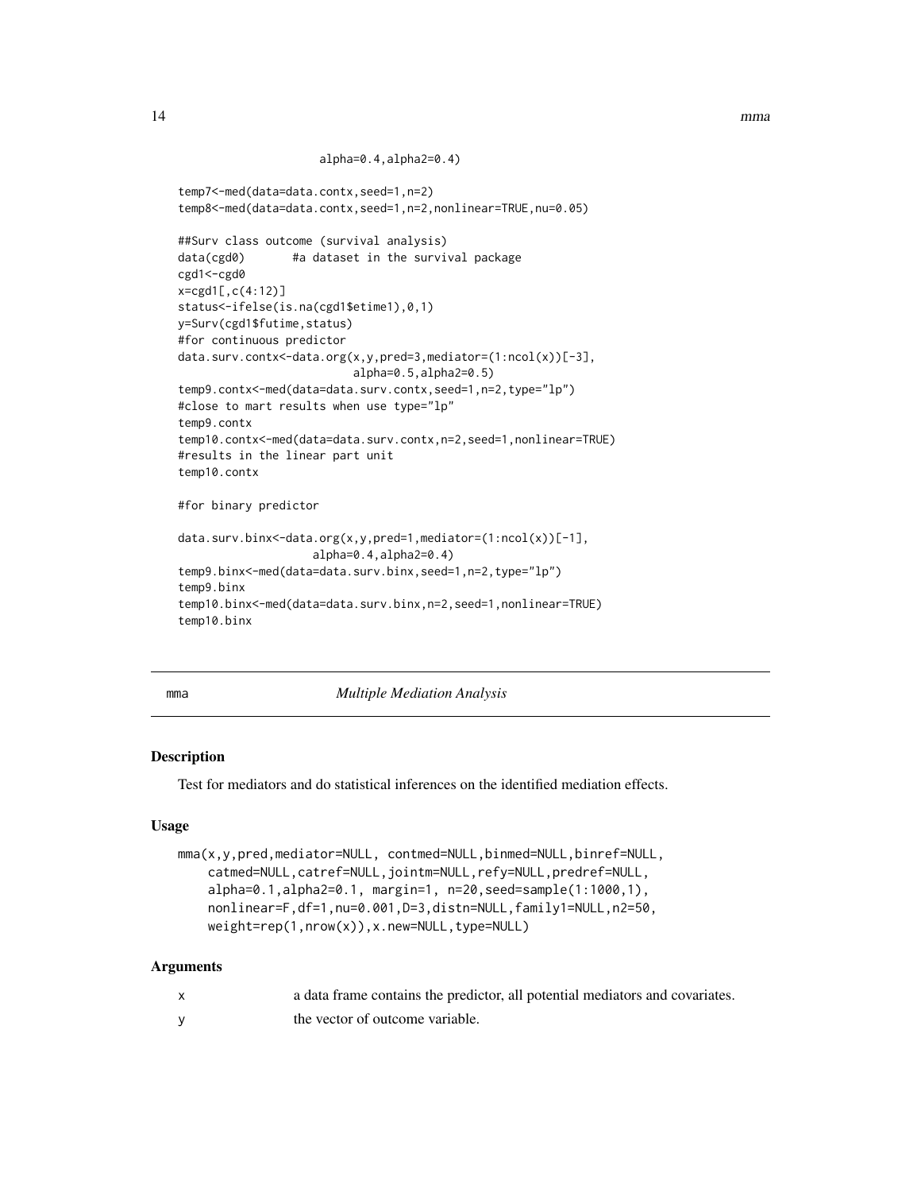```
                    alpha=0.4,alpha2=0.4)

temp7<-med(data=data.contx,seed=1,n=2)
temp8<-med(data=data.contx,seed=1,n=2,nonlinear=TRUE,nu=0.05)

##Surv class outcome (survival analysis)
data(cgd0)       #a dataset in the survival package
cgd1<-cgd0
x=cgd1[,c(4:12)]
status<-ifelse(is.na(cgd1$etime1),0,1)
y=Surv(cgd1$futime,status)
#for continuous predictor
data.surv.contx<-data.org(x,y,pred=3,mediator=(1:ncol(x))[-3],
                          alpha=0.5,alpha2=0.5)
temp9.contx<-med(data=data.surv.contx,seed=1,n=2,type="lp")
#close to mart results when use type="lp"
temp9.contx
temp10.contx<-med(data=data.surv.contx,n=2,seed=1,nonlinear=TRUE)
#results in the linear part unit
temp10.contx

#for binary predictor

data.surv.binx<-data.org(x,y,pred=1,mediator=(1:ncol(x))[-1],
                   alpha=0.4,alpha2=0.4)
temp9.binx<-med(data=data.surv.binx,seed=1,n=2,type="lp")
temp9.binx
temp10.binx<-med(data=data.surv.binx,n=2,seed=1,nonlinear=TRUE)
temp10.binx
```

---

## mma — *Multiple Mediation Analysis*

### Description

Test for mediators and do statistical inferences on the identified mediation effects.

### Usage

```
mma(x,y,pred,mediator=NULL, contmed=NULL,binmed=NULL,binref=NULL,
    catmed=NULL,catref=NULL,jointm=NULL,refy=NULL,predref=NULL,
    alpha=0.1,alpha2=0.1, margin=1, n=20,seed=sample(1:1000,1),
    nonlinear=F,df=1,nu=0.001,D=3,distn=NULL,family1=NULL,n2=50,
    weight=rep(1,nrow(x)),x.new=NULL,type=NULL)
```

### Arguments

| | |
|---|---|
| x | a data frame contains the predictor, all potential mediators and covariates. |
| y | the vector of outcome variable. |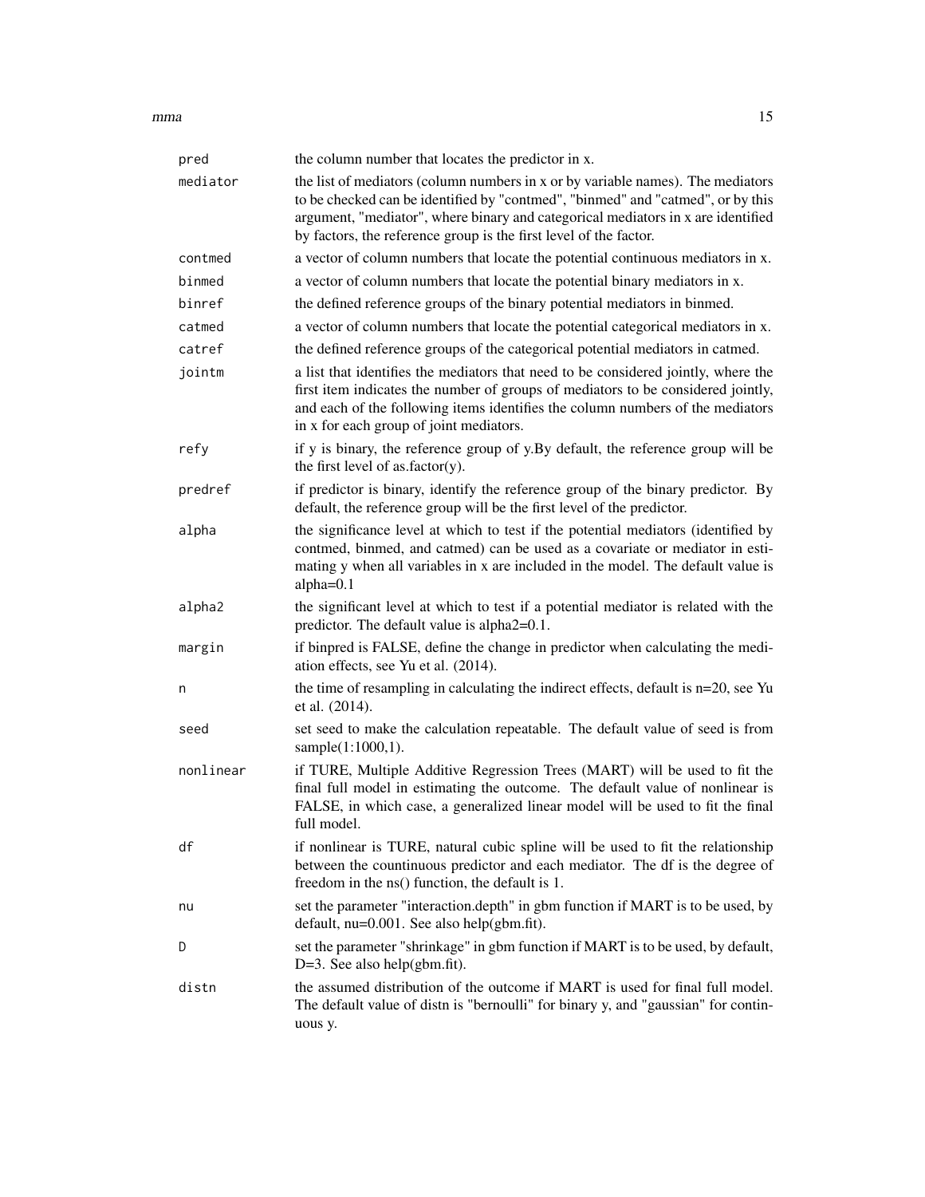| | |
|---|---|
| `pred` | the column number that locates the predictor in x. |
| `mediator` | the list of mediators (column numbers in x or by variable names). The mediators to be checked can be identified by "contmed", "binmed" and "catmed", or by this argument, "mediator", where binary and categorical mediators in x are identified by factors, the reference group is the first level of the factor. |
| `contmed` | a vector of column numbers that locate the potential continuous mediators in x. |
| `binmed` | a vector of column numbers that locate the potential binary mediators in x. |
| `binref` | the defined reference groups of the binary potential mediators in binmed. |
| `catmed` | a vector of column numbers that locate the potential categorical mediators in x. |
| `catref` | the defined reference groups of the categorical potential mediators in catmed. |
| `jointm` | a list that identifies the mediators that need to be considered jointly, where the first item indicates the number of groups of mediators to be considered jointly, and each of the following items identifies the column numbers of the mediators in x for each group of joint mediators. |
| `refy` | if y is binary, the reference group of y.By default, the reference group will be the first level of as.factor(y). |
| `predref` | if predictor is binary, identify the reference group of the binary predictor. By default, the reference group will be the first level of the predictor. |
| `alpha` | the significance level at which to test if the potential mediators (identified by contmed, binmed, and catmed) can be used as a covariate or mediator in estimating y when all variables in x are included in the model. The default value is alpha=0.1 |
| `alpha2` | the significant level at which to test if a potential mediator is related with the predictor. The default value is alpha2=0.1. |
| `margin` | if binpred is FALSE, define the change in predictor when calculating the mediation effects, see Yu et al. (2014). |
| `n` | the time of resampling in calculating the indirect effects, default is n=20, see Yu et al. (2014). |
| `seed` | set seed to make the calculation repeatable. The default value of seed is from sample(1:1000,1). |
| `nonlinear` | if TURE, Multiple Additive Regression Trees (MART) will be used to fit the final full model in estimating the outcome. The default value of nonlinear is FALSE, in which case, a generalized linear model will be used to fit the final full model. |
| `df` | if nonlinear is TURE, natural cubic spline will be used to fit the relationship between the countinuous predictor and each mediator. The df is the degree of freedom in the ns() function, the default is 1. |
| `nu` | set the parameter "interaction.depth" in gbm function if MART is to be used, by default, nu=0.001. See also help(gbm.fit). |
| `D` | set the parameter "shrinkage" in gbm function if MART is to be used, by default, D=3. See also help(gbm.fit). |
| `distn` | the assumed distribution of the outcome if MART is used for final full model. The default value of distn is "bernoulli" for binary y, and "gaussian" for continuous y. |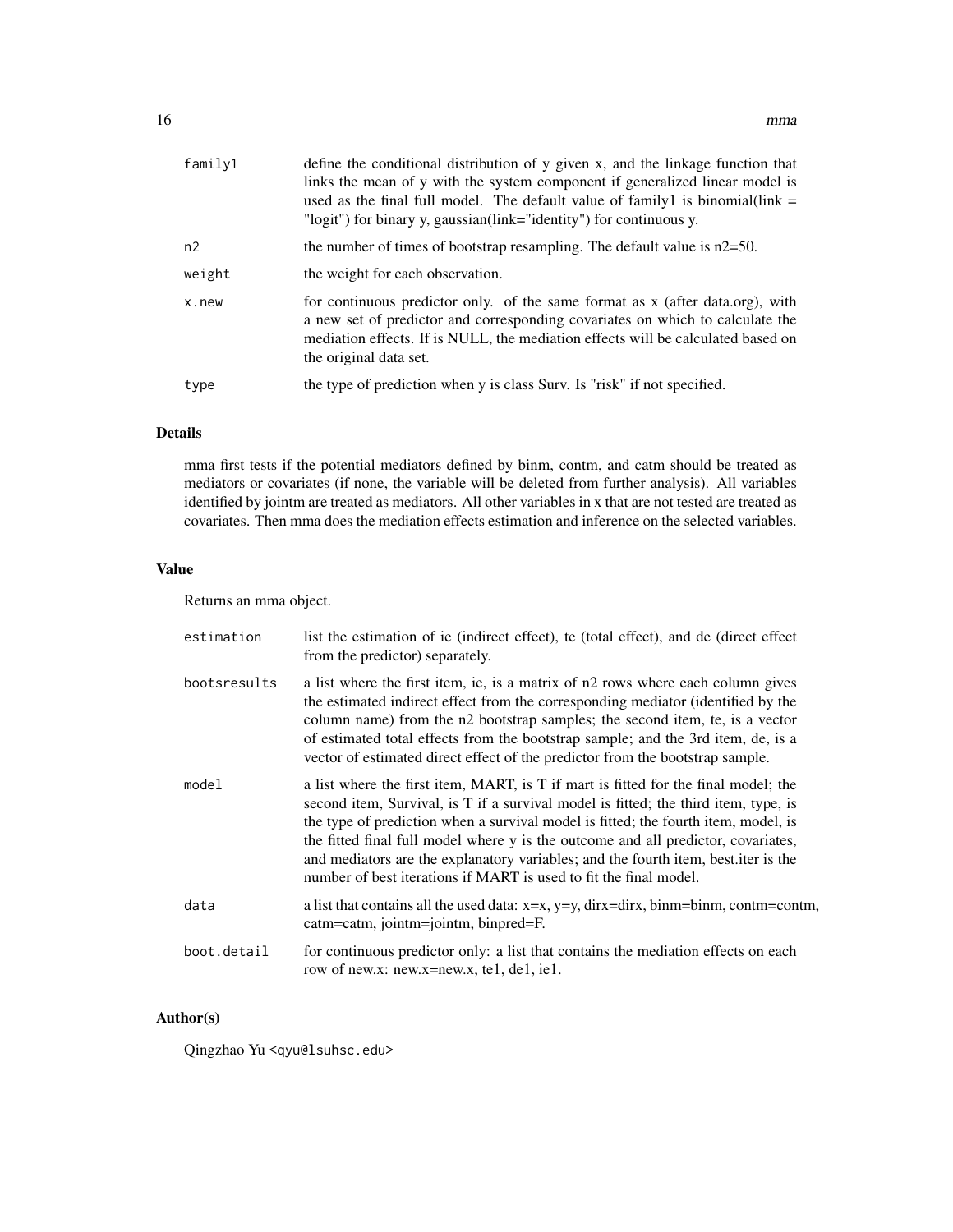| | |
|---|---|
| `family1` | define the conditional distribution of y given x, and the linkage function that links the mean of y with the system component if generalized linear model is used as the final full model. The default value of family1 is binomial(link = "logit") for binary y, gaussian(link="identity") for continuous y. |
| `n2` | the number of times of bootstrap resampling. The default value is n2=50. |
| `weight` | the weight for each observation. |
| `x.new` | for continuous predictor only. of the same format as x (after data.org), with a new set of predictor and corresponding covariates on which to calculate the mediation effects. If is NULL, the mediation effects will be calculated based on the original data set. |
| `type` | the type of prediction when y is class Surv. Is "risk" if not specified. |

## Details

mma first tests if the potential mediators defined by binm, contm, and catm should be treated as mediators or covariates (if none, the variable will be deleted from further analysis). All variables identified by jointm are treated as mediators. All other variables in x that are not tested are treated as covariates. Then mma does the mediation effects estimation and inference on the selected variables.

## Value

Returns an mma object.

| | |
|---|---|
| `estimation` | list the estimation of ie (indirect effect), te (total effect), and de (direct effect from the predictor) separately. |
| `bootsresults` | a list where the first item, ie, is a matrix of n2 rows where each column gives the estimated indirect effect from the corresponding mediator (identified by the column name) from the n2 bootstrap samples; the second item, te, is a vector of estimated total effects from the bootstrap sample; and the 3rd item, de, is a vector of estimated direct effect of the predictor from the bootstrap sample. |
| `model` | a list where the first item, MART, is T if mart is fitted for the final model; the second item, Survival, is T if a survival model is fitted; the third item, type, is the type of prediction when a survival model is fitted; the fourth item, model, is the fitted final full model where y is the outcome and all predictor, covariates, and mediators are the explanatory variables; and the fourth item, best.iter is the number of best iterations if MART is used to fit the final model. |
| `data` | a list that contains all the used data: x=x, y=y, dirx=dirx, binm=binm, contm=contm, catm=catm, jointm=jointm, binpred=F. |
| `boot.detail` | for continuous predictor only: a list that contains the mediation effects on each row of new.x: new.x=new.x, te1, de1, ie1. |

## Author(s)

Qingzhao Yu <qyu@lsuhsc.edu>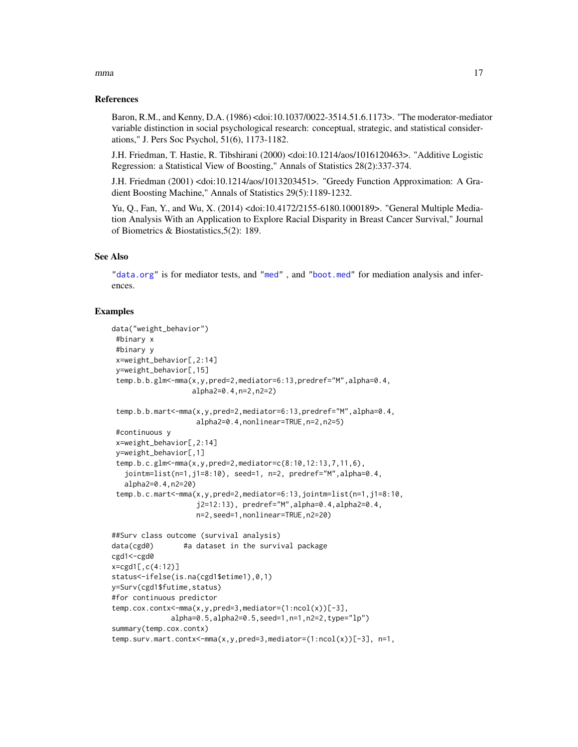## References

Baron, R.M., and Kenny, D.A. (1986) <doi:10.1037/0022-3514.51.6.1173>. "The moderator-mediator variable distinction in social psychological research: conceptual, strategic, and statistical considerations," J. Pers Soc Psychol, 51(6), 1173-1182.

J.H. Friedman, T. Hastie, R. Tibshirani (2000) <doi:10.1214/aos/1016120463>. "Additive Logistic Regression: a Statistical View of Boosting," Annals of Statistics 28(2):337-374.

J.H. Friedman (2001) <doi:10.1214/aos/1013203451>. "Greedy Function Approximation: A Gradient Boosting Machine," Annals of Statistics 29(5):1189-1232.

Yu, Q., Fan, Y., and Wu, X. (2014) <doi:10.4172/2155-6180.1000189>. "General Multiple Mediation Analysis With an Application to Explore Racial Disparity in Breast Cancer Survival," Journal of Biometrics & Biostatistics,5(2): 189.

## See Also

"data.org" is for mediator tests, and "med" , and "boot.med" for mediation analysis and inferences.

## Examples

```
data("weight_behavior")
 #binary x
 #binary y
 x=weight_behavior[,2:14]
 y=weight_behavior[,15]
 temp.b.b.glm<-mma(x,y,pred=2,mediator=6:13,predref="M",alpha=0.4,
                  alpha2=0.4,n=2,n2=2)

 temp.b.b.mart<-mma(x,y,pred=2,mediator=6:13,predref="M",alpha=0.4,
                   alpha2=0.4,nonlinear=TRUE,n=2,n2=5)
 #continuous y
 x=weight_behavior[,2:14]
 y=weight_behavior[,1]
 temp.b.c.glm<-mma(x,y,pred=2,mediator=c(8:10,12:13,7,11,6),
   jointm=list(n=1,j1=8:10), seed=1, n=2, predref="M",alpha=0.4,
   alpha2=0.4,n2=20)
 temp.b.c.mart<-mma(x,y,pred=2,mediator=6:13,jointm=list(n=1,j1=8:10,
                   j2=12:13), predref="M",alpha=0.4,alpha2=0.4,
                   n=2,seed=1,nonlinear=TRUE,n2=20)

##Surv class outcome (survival analysis)
data(cgd0)       #a dataset in the survival package
cgd1<-cgd0
x=cgd1[,c(4:12)]
status<-ifelse(is.na(cgd1$etime1),0,1)
y=Surv(cgd1$futime,status)
#for continuous predictor
temp.cox.contx<-mma(x,y,pred=3,mediator=(1:ncol(x))[-3],
             alpha=0.5,alpha2=0.5,seed=1,n=1,n2=2,type="lp")
summary(temp.cox.contx)
temp.surv.mart.contx<-mma(x,y,pred=3,mediator=(1:ncol(x))[-3], n=1,
```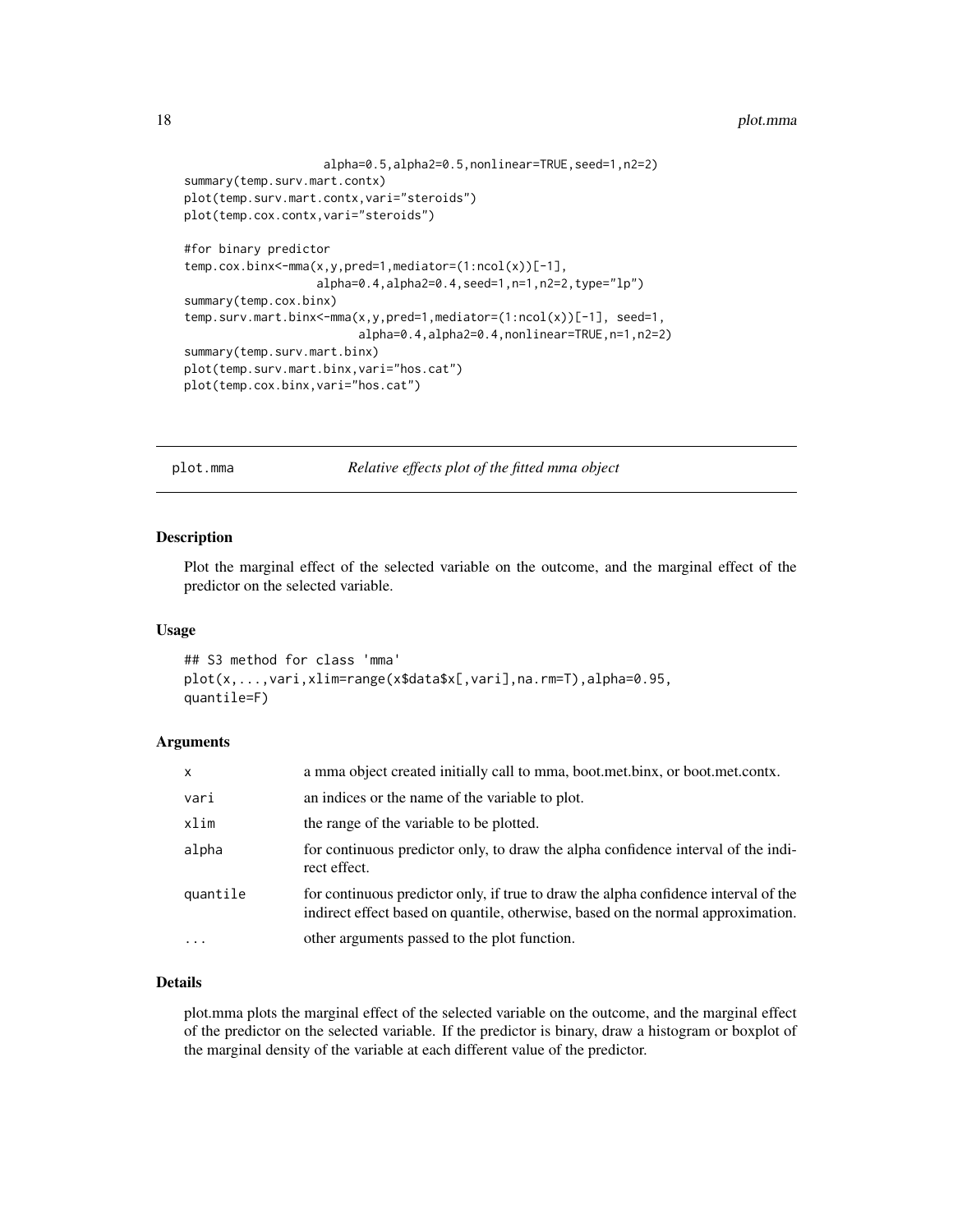```
                    alpha=0.5,alpha2=0.5,nonlinear=TRUE,seed=1,n2=2)
summary(temp.surv.mart.contx)
plot(temp.surv.mart.contx,vari="steroids")
plot(temp.cox.contx,vari="steroids")

#for binary predictor
temp.cox.binx<-mma(x,y,pred=1,mediator=(1:ncol(x))[-1],
                  alpha=0.4,alpha2=0.4,seed=1,n=1,n2=2,type="lp")
summary(temp.cox.binx)
temp.surv.mart.binx<-mma(x,y,pred=1,mediator=(1:ncol(x))[-1], seed=1,
                        alpha=0.4,alpha2=0.4,nonlinear=TRUE,n=1,n2=2)
summary(temp.surv.mart.binx)
plot(temp.surv.mart.binx,vari="hos.cat")
plot(temp.cox.binx,vari="hos.cat")
```

## plot.mma *Relative effects plot of the fitted mma object*

### Description

Plot the marginal effect of the selected variable on the outcome, and the marginal effect of the predictor on the selected variable.

### Usage

```
## S3 method for class 'mma'
plot(x,...,vari,xlim=range(x$data$x[,vari],na.rm=T),alpha=0.95,
quantile=F)
```

### Arguments

| | |
|---|---|
| x | a mma object created initially call to mma, boot.met.binx, or boot.met.contx. |
| vari | an indices or the name of the variable to plot. |
| xlim | the range of the variable to be plotted. |
| alpha | for continuous predictor only, to draw the alpha confidence interval of the indirect effect. |
| quantile | for continuous predictor only, if true to draw the alpha confidence interval of the indirect effect based on quantile, otherwise, based on the normal approximation. |
| ... | other arguments passed to the plot function. |

### Details

plot.mma plots the marginal effect of the selected variable on the outcome, and the marginal effect of the predictor on the selected variable. If the predictor is binary, draw a histogram or boxplot of the marginal density of the variable at each different value of the predictor.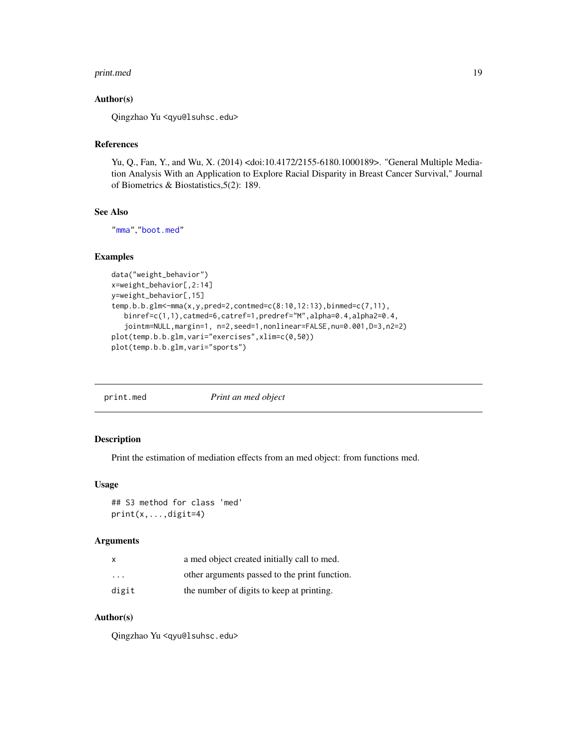## Author(s)

Qingzhao Yu <qyu@lsuhsc.edu>

## References

Yu, Q., Fan, Y., and Wu, X. (2014) <doi:10.4172/2155-6180.1000189>. "General Multiple Mediation Analysis With an Application to Explore Racial Disparity in Breast Cancer Survival," Journal of Biometrics & Biostatistics,5(2): 189.

## See Also

"mma","boot.med"

## Examples

```
data("weight_behavior")
x=weight_behavior[,2:14]
y=weight_behavior[,15]
temp.b.b.glm<-mma(x,y,pred=2,contmed=c(8:10,12:13),binmed=c(7,11),
   binref=c(1,1),catmed=6,catref=1,predref="M",alpha=0.4,alpha2=0.4,
   jointm=NULL,margin=1, n=2,seed=1,nonlinear=FALSE,nu=0.001,D=3,n2=2)
plot(temp.b.b.glm,vari="exercises",xlim=c(0,50))
plot(temp.b.b.glm,vari="sports")
```

---

# print.med — *Print an med object*

## Description

Print the estimation of mediation effects from an med object: from functions med.

## Usage

```
## S3 method for class 'med'
print(x,...,digit=4)
```

## Arguments

| | |
|---|---|
| x | a med object created initially call to med. |
| ... | other arguments passed to the print function. |
| digit | the number of digits to keep at printing. |

## Author(s)

Qingzhao Yu <qyu@lsuhsc.edu>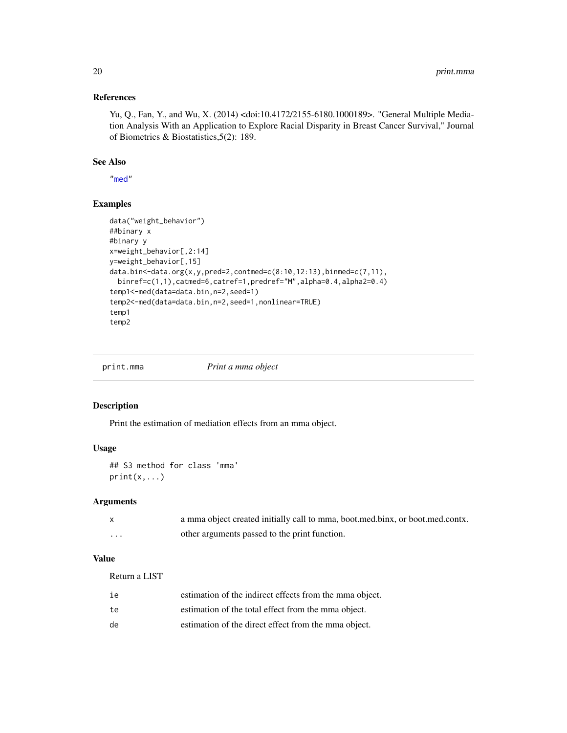### References

Yu, Q., Fan, Y., and Wu, X. (2014) <doi:10.4172/2155-6180.1000189>. "General Multiple Mediation Analysis With an Application to Explore Racial Disparity in Breast Cancer Survival," Journal of Biometrics & Biostatistics,5(2): 189.

### See Also

"med"

### Examples

```
data("weight_behavior")
##binary x
#binary y
x=weight_behavior[,2:14]
y=weight_behavior[,15]
data.bin<-data.org(x,y,pred=2,contmed=c(8:10,12:13),binmed=c(7,11),
  binref=c(1,1),catmed=6,catref=1,predref="M",alpha=0.4,alpha2=0.4)
temp1<-med(data=data.bin,n=2,seed=1)
temp2<-med(data=data.bin,n=2,seed=1,nonlinear=TRUE)
temp1
temp2
```

---

## print.mma — *Print a mma object*

### Description

Print the estimation of mediation effects from an mma object.

### Usage

```
## S3 method for class 'mma'
print(x,...)
```

### Arguments

| | |
|---|---|
| x | a mma object created initially call to mma, boot.med.binx, or boot.med.contx. |
| ... | other arguments passed to the print function. |

### Value

Return a LIST

| | |
|---|---|
| ie | estimation of the indirect effects from the mma object. |
| te | estimation of the total effect from the mma object. |
| de | estimation of the direct effect from the mma object. |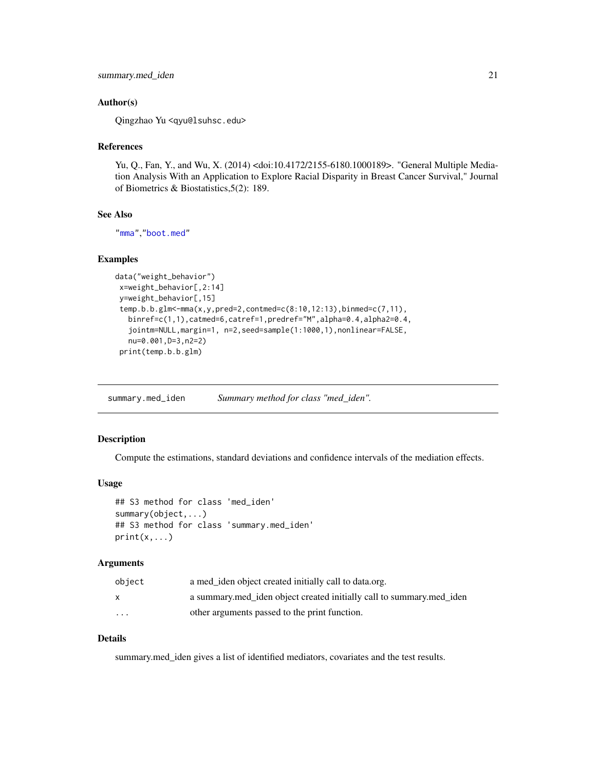### Author(s)

Qingzhao Yu <qyu@lsuhsc.edu>

### References

Yu, Q., Fan, Y., and Wu, X. (2014) <doi:10.4172/2155-6180.1000189>. "General Multiple Mediation Analysis With an Application to Explore Racial Disparity in Breast Cancer Survival," Journal of Biometrics & Biostatistics,5(2): 189.

### See Also

"mma","boot.med"

### Examples

```
data("weight_behavior")
 x=weight_behavior[,2:14]
 y=weight_behavior[,15]
 temp.b.b.glm<-mma(x,y,pred=2,contmed=c(8:10,12:13),binmed=c(7,11),
   binref=c(1,1),catmed=6,catref=1,predref="M",alpha=0.4,alpha2=0.4,
   jointm=NULL,margin=1, n=2,seed=sample(1:1000,1),nonlinear=FALSE,
   nu=0.001,D=3,n2=2)
 print(temp.b.b.glm)
```

---

## summary.med_iden &nbsp;&nbsp;&nbsp; *Summary method for class "med_iden".*

---

### Description

Compute the estimations, standard deviations and confidence intervals of the mediation effects.

### Usage

```
## S3 method for class 'med_iden'
summary(object,...)
## S3 method for class 'summary.med_iden'
print(x,...)
```

### Arguments

| | |
|---|---|
| object | a med_iden object created initially call to data.org. |
| x | a summary.med_iden object created initially call to summary.med_iden |
| ... | other arguments passed to the print function. |

### Details

summary.med_iden gives a list of identified mediators, covariates and the test results.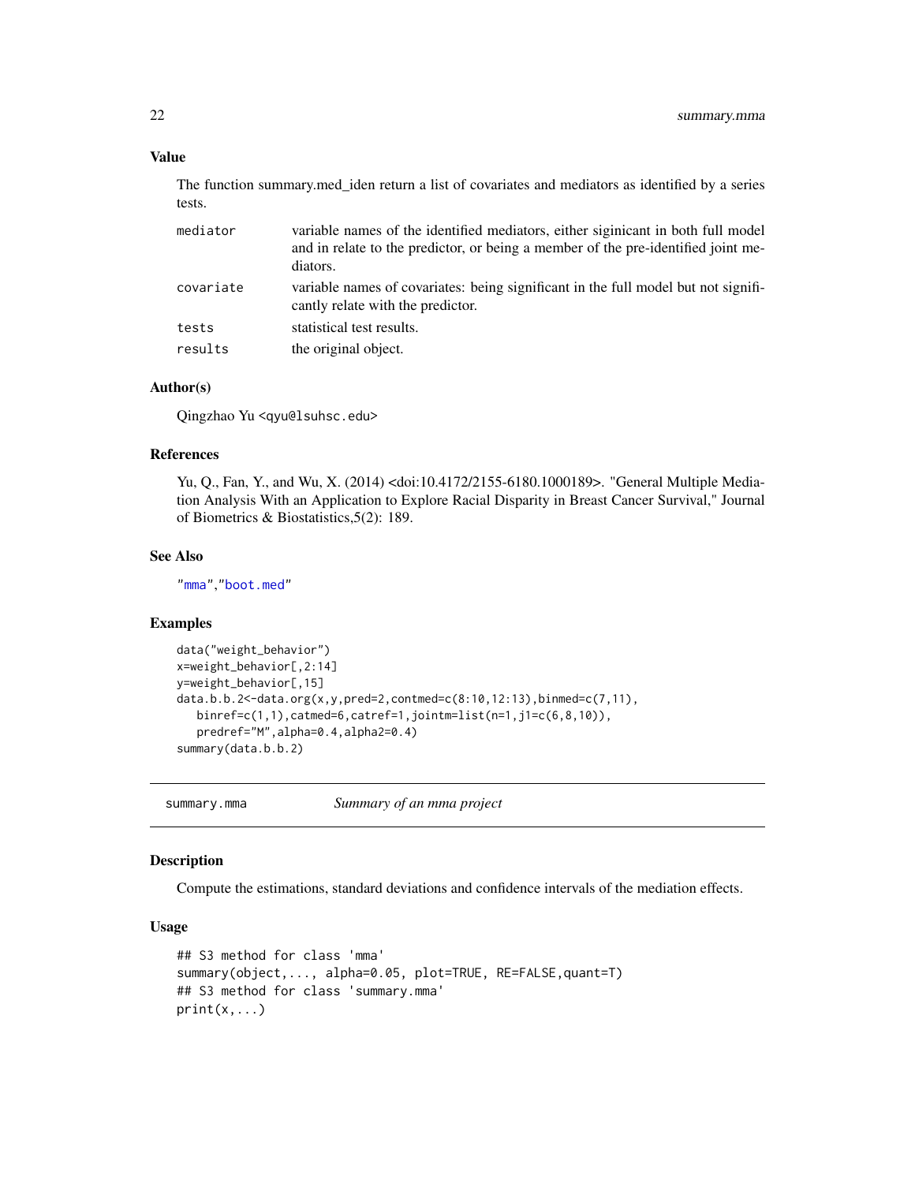### Value

The function summary.med_iden return a list of covariates and mediators as identified by a series tests.

| | |
|---|---|
| mediator | variable names of the identified mediators, either siginicant in both full model and in relate to the predictor, or being a member of the pre-identified joint mediators. |
| covariate | variable names of covariates: being significant in the full model but not significantly relate with the predictor. |
| tests | statistical test results. |
| results | the original object. |

### Author(s)

Qingzhao Yu <qyu@lsuhsc.edu>

### References

Yu, Q., Fan, Y., and Wu, X. (2014) <doi:10.4172/2155-6180.1000189>. "General Multiple Mediation Analysis With an Application to Explore Racial Disparity in Breast Cancer Survival," Journal of Biometrics & Biostatistics,5(2): 189.

### See Also

"mma","boot.med"

### Examples

```
data("weight_behavior")
x=weight_behavior[,2:14]
y=weight_behavior[,15]
data.b.b.2<-data.org(x,y,pred=2,contmed=c(8:10,12:13),binmed=c(7,11),
   binref=c(1,1),catmed=6,catref=1,jointm=list(n=1,j1=c(6,8,10)),
   predref="M",alpha=0.4,alpha2=0.4)
summary(data.b.b.2)
```

## summary.mma *Summary of an mma project*

### Description

Compute the estimations, standard deviations and confidence intervals of the mediation effects.

### Usage

```
## S3 method for class 'mma'
summary(object,..., alpha=0.05, plot=TRUE, RE=FALSE,quant=T)
## S3 method for class 'summary.mma'
print(x,...)
```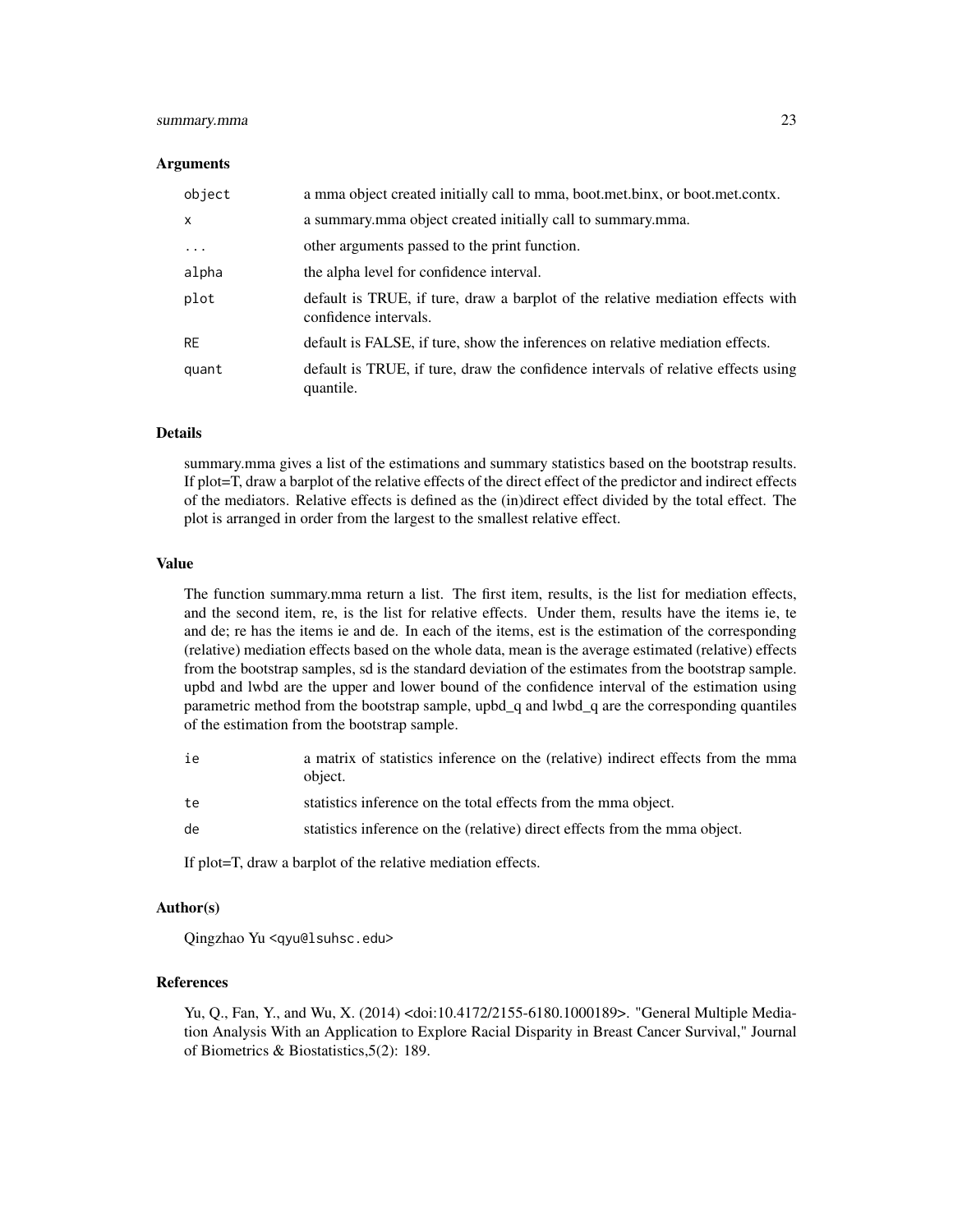### Arguments

| | |
|---|---|
| `object` | a mma object created initially call to mma, boot.met.binx, or boot.met.contx. |
| `x` | a summary.mma object created initially call to summary.mma. |
| `...` | other arguments passed to the print function. |
| `alpha` | the alpha level for confidence interval. |
| `plot` | default is TRUE, if ture, draw a barplot of the relative mediation effects with confidence intervals. |
| `RE` | default is FALSE, if ture, show the inferences on relative mediation effects. |
| `quant` | default is TRUE, if ture, draw the confidence intervals of relative effects using quantile. |

### Details

summary.mma gives a list of the estimations and summary statistics based on the bootstrap results. If plot=T, draw a barplot of the relative effects of the direct effect of the predictor and indirect effects of the mediators. Relative effects is defined as the (in)direct effect divided by the total effect. The plot is arranged in order from the largest to the smallest relative effect.

### Value

The function summary.mma return a list. The first item, results, is the list for mediation effects, and the second item, re, is the list for relative effects. Under them, results have the items ie, te and de; re has the items ie and de. In each of the items, est is the estimation of the corresponding (relative) mediation effects based on the whole data, mean is the average estimated (relative) effects from the bootstrap samples, sd is the standard deviation of the estimates from the bootstrap sample. upbd and lwbd are the upper and lower bound of the confidence interval of the estimation using parametric method from the bootstrap sample, upbd_q and lwbd_q are the corresponding quantiles of the estimation from the bootstrap sample.

| | |
|---|---|
| `ie` | a matrix of statistics inference on the (relative) indirect effects from the mma object. |
| `te` | statistics inference on the total effects from the mma object. |
| `de` | statistics inference on the (relative) direct effects from the mma object. |

If plot=T, draw a barplot of the relative mediation effects.

### Author(s)

Qingzhao Yu <qyu@lsuhsc.edu>

### References

Yu, Q., Fan, Y., and Wu, X. (2014) <doi:10.4172/2155-6180.1000189>. "General Multiple Mediation Analysis With an Application to Explore Racial Disparity in Breast Cancer Survival," Journal of Biometrics & Biostatistics,5(2): 189.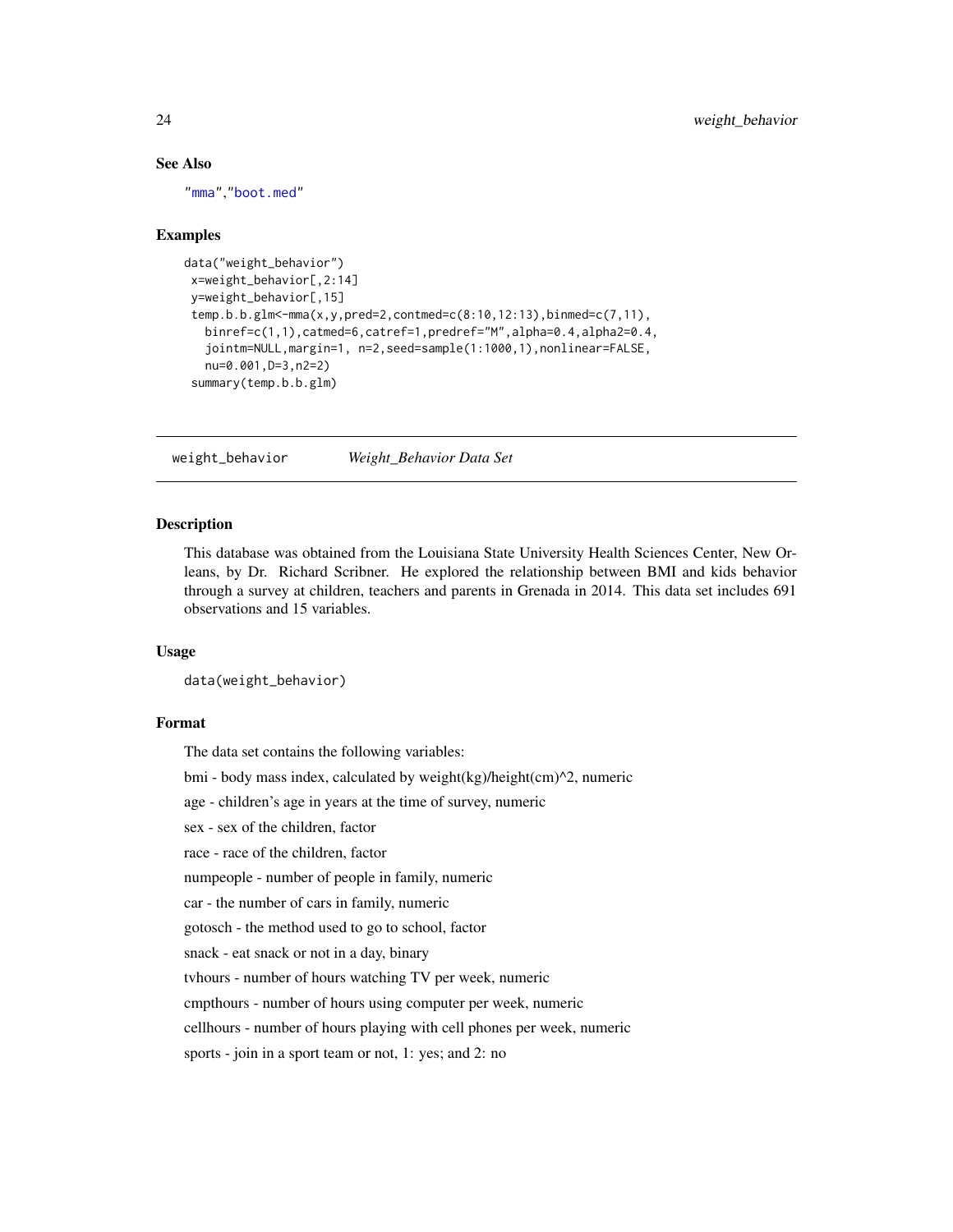### See Also

"mma","boot.med"

### Examples

```
data("weight_behavior")
 x=weight_behavior[,2:14]
 y=weight_behavior[,15]
 temp.b.b.glm<-mma(x,y,pred=2,contmed=c(8:10,12:13),binmed=c(7,11),
   binref=c(1,1),catmed=6,catref=1,predref="M",alpha=0.4,alpha2=0.4,
   jointm=NULL,margin=1, n=2,seed=sample(1:1000,1),nonlinear=FALSE,
   nu=0.001,D=3,n2=2)
 summary(temp.b.b.glm)
```

---

## weight_behavior *Weight_Behavior Data Set*

### Description

This database was obtained from the Louisiana State University Health Sciences Center, New Orleans, by Dr. Richard Scribner. He explored the relationship between BMI and kids behavior through a survey at children, teachers and parents in Grenada in 2014. This data set includes 691 observations and 15 variables.

### Usage

```
data(weight_behavior)
```

### Format

The data set contains the following variables:

bmi - body mass index, calculated by weight(kg)/height(cm)^2, numeric

age - children's age in years at the time of survey, numeric

sex - sex of the children, factor

race - race of the children, factor

numpeople - number of people in family, numeric

car - the number of cars in family, numeric

gotosch - the method used to go to school, factor

snack - eat snack or not in a day, binary

tvhours - number of hours watching TV per week, numeric

cmpthours - number of hours using computer per week, numeric

cellhours - number of hours playing with cell phones per week, numeric

sports - join in a sport team or not, 1: yes; and 2: no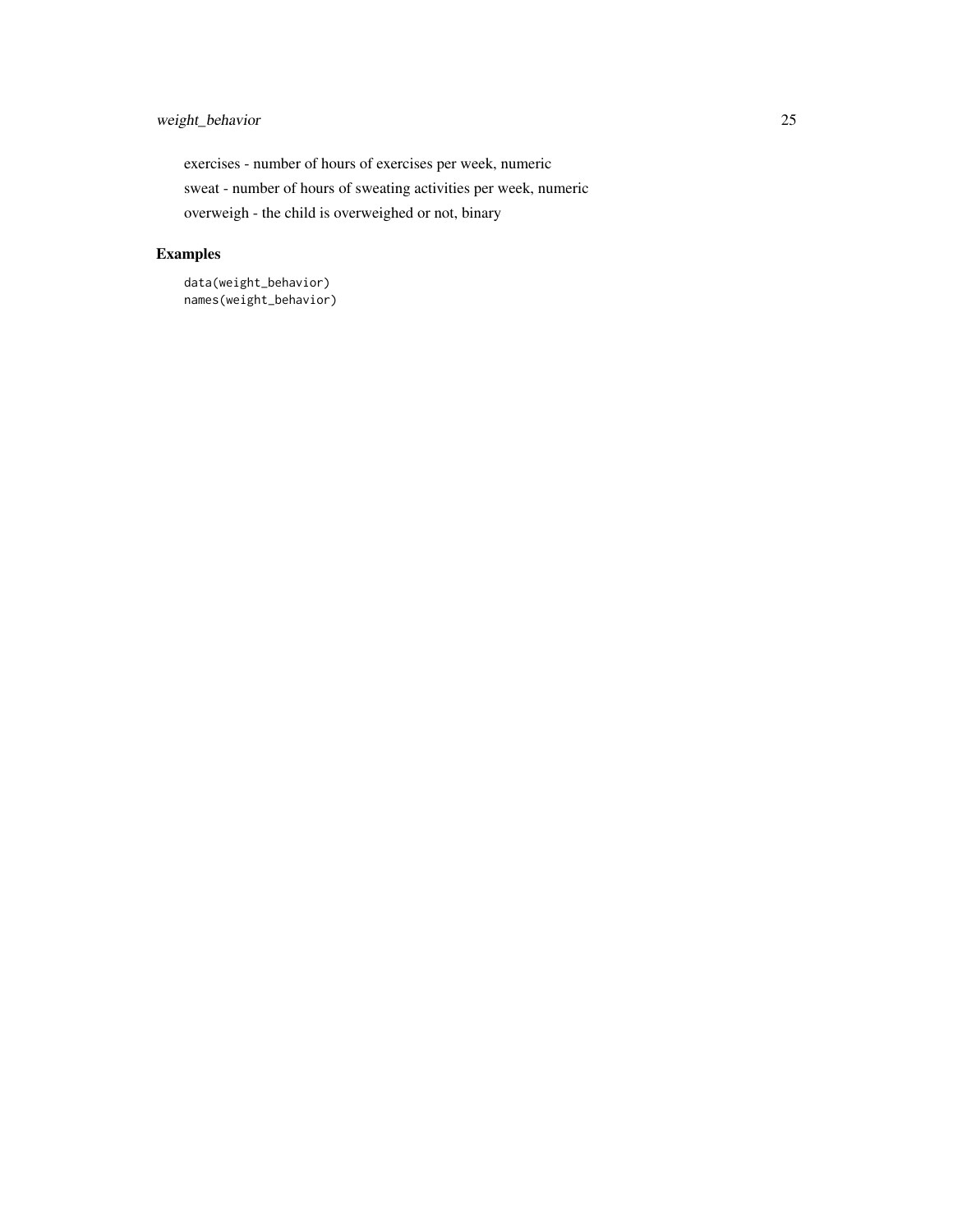exercises - number of hours of exercises per week, numeric

sweat - number of hours of sweating activities per week, numeric

overweigh - the child is overweighed or not, binary

## Examples

```
data(weight_behavior)
names(weight_behavior)
```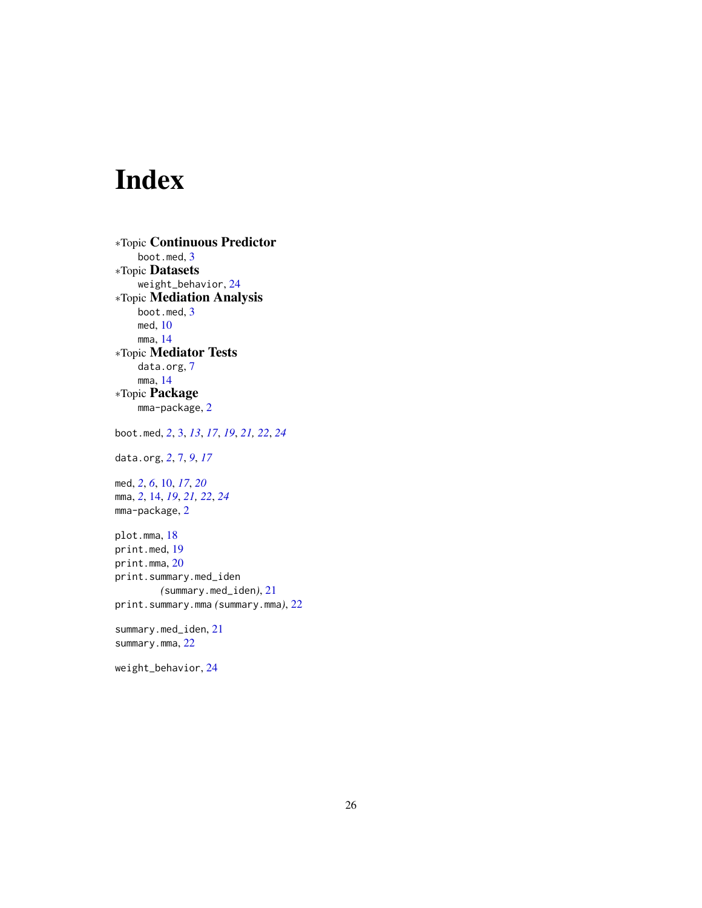# Index

*Topic **Continuous Predictor**
  boot.med, 3
*Topic **Datasets**
  weight_behavior, 24
*Topic **Mediation Analysis**
  boot.med, 3
  med, 10
  mma, 14
*Topic **Mediator Tests**
  data.org, 7
  mma, 14
*Topic **Package**
  mma-package, 2

boot.med, *2*, 3, *13*, *17*, *19*, *21, 22*, *24*

data.org, *2*, 7, *9*, *17*

med, *2*, *6*, 10, *17*, *20*
mma, *2*, 14, *19*, *21, 22*, *24*
mma-package, 2

plot.mma, 18
print.med, 19
print.mma, 20
print.summary.med_iden (summary.med_iden), 21
print.summary.mma (summary.mma), 22

summary.med_iden, 21
summary.mma, 22

weight_behavior, 24